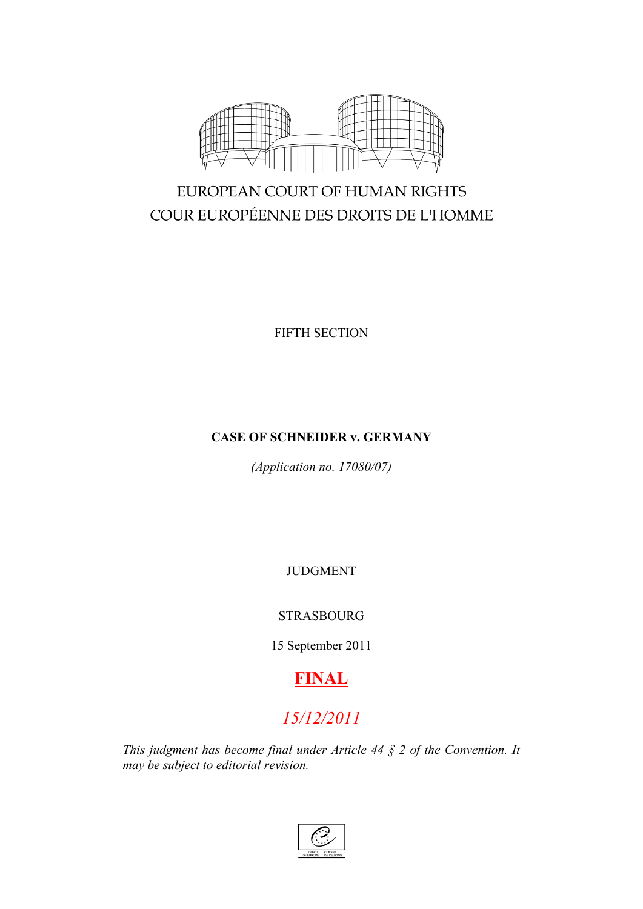EUROPEAN COURT OF HUMAN RIGHTS

COUR EUROPÉENNE DES DROITS DE L'HOMME

FIFTH SECTION

**CASE OF SCHNEIDER v. GERMANY**

*(Application no. 17080/07)*

JUDGMENT

STRASBOURG

15 September 2011

**FINAL**

*15/12/2011*

*This judgment has become final under Article 44 § 2 of the Convention. It may be subject to editorial revision.*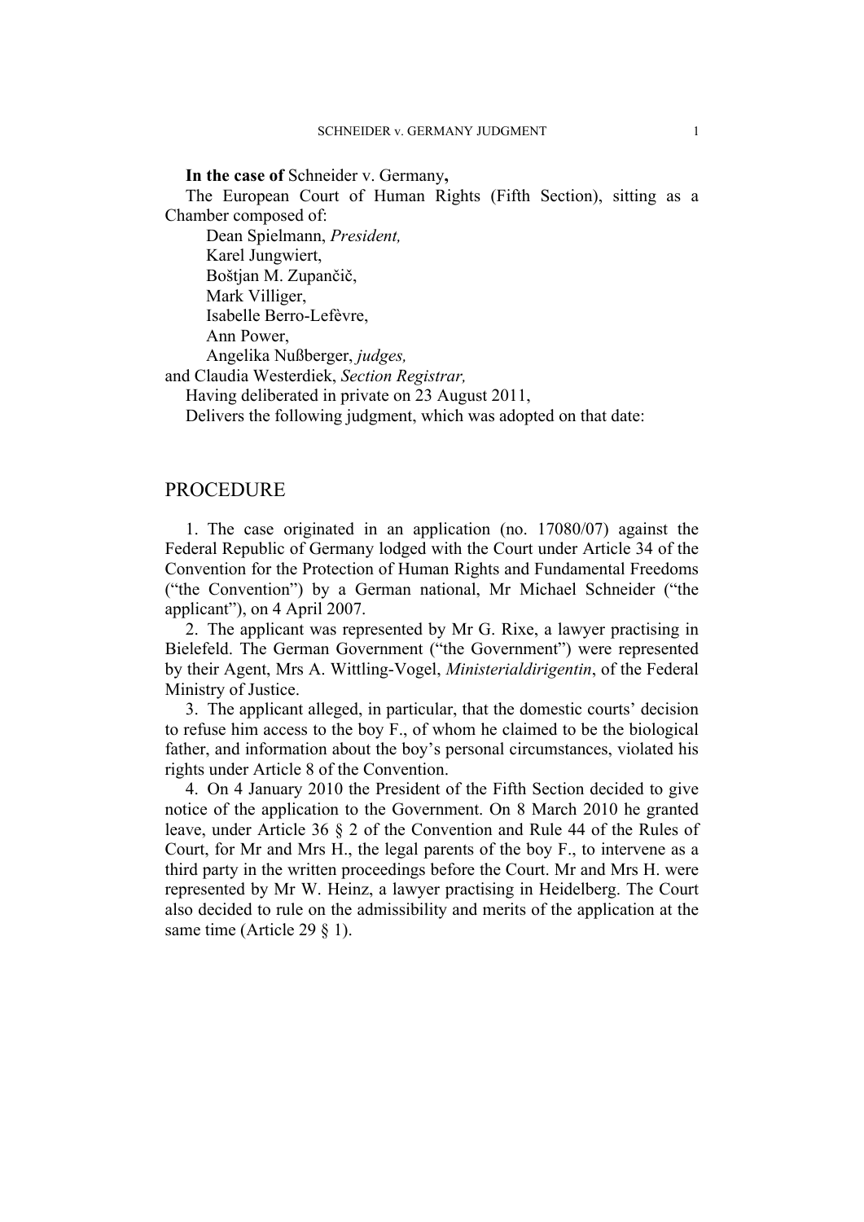**In the case of** Schneider v. Germany**,**

The European Court of Human Rights (Fifth Section), sitting as a Chamber composed of:

Dean Spielmann, *President,*
Karel Jungwiert,
Boštjan M. Zupančič,
Mark Villiger,
Isabelle Berro-Lefèvre,
Ann Power,
Angelika Nußberger, *judges,*

and Claudia Westerdiek, *Section Registrar,*

Having deliberated in private on 23 August 2011,

Delivers the following judgment, which was adopted on that date:

## PROCEDURE

1. The case originated in an application (no. 17080/07) against the Federal Republic of Germany lodged with the Court under Article 34 of the Convention for the Protection of Human Rights and Fundamental Freedoms ("the Convention") by a German national, Mr Michael Schneider ("the applicant"), on 4 April 2007.

2. The applicant was represented by Mr G. Rixe, a lawyer practising in Bielefeld. The German Government ("the Government") were represented by their Agent, Mrs A. Wittling-Vogel, *Ministerialdirigentin*, of the Federal Ministry of Justice.

3. The applicant alleged, in particular, that the domestic courts' decision to refuse him access to the boy F., of whom he claimed to be the biological father, and information about the boy's personal circumstances, violated his rights under Article 8 of the Convention.

4. On 4 January 2010 the President of the Fifth Section decided to give notice of the application to the Government. On 8 March 2010 he granted leave, under Article 36 § 2 of the Convention and Rule 44 of the Rules of Court, for Mr and Mrs H., the legal parents of the boy F., to intervene as a third party in the written proceedings before the Court. Mr and Mrs H. were represented by Mr W. Heinz, a lawyer practising in Heidelberg. The Court also decided to rule on the admissibility and merits of the application at the same time (Article 29 § 1).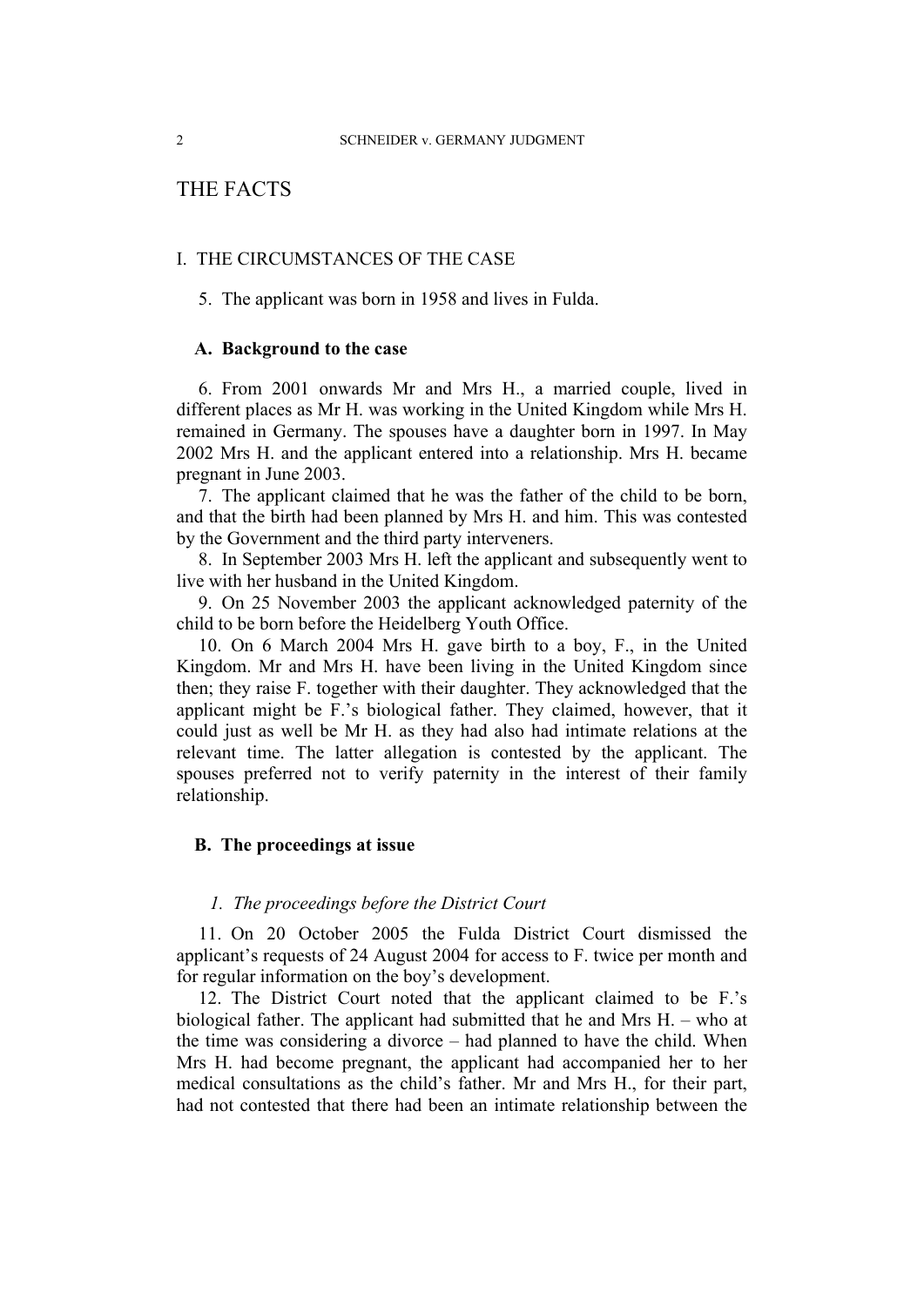# THE FACTS

## I. THE CIRCUMSTANCES OF THE CASE

5. The applicant was born in 1958 and lives in Fulda.

### A. Background to the case

6. From 2001 onwards Mr and Mrs H., a married couple, lived in different places as Mr H. was working in the United Kingdom while Mrs H. remained in Germany. The spouses have a daughter born in 1997. In May 2002 Mrs H. and the applicant entered into a relationship. Mrs H. became pregnant in June 2003.

7. The applicant claimed that he was the father of the child to be born, and that the birth had been planned by Mrs H. and him. This was contested by the Government and the third party interveners.

8. In September 2003 Mrs H. left the applicant and subsequently went to live with her husband in the United Kingdom.

9. On 25 November 2003 the applicant acknowledged paternity of the child to be born before the Heidelberg Youth Office.

10. On 6 March 2004 Mrs H. gave birth to a boy, F., in the United Kingdom. Mr and Mrs H. have been living in the United Kingdom since then; they raise F. together with their daughter. They acknowledged that the applicant might be F.'s biological father. They claimed, however, that it could just as well be Mr H. as they had also had intimate relations at the relevant time. The latter allegation is contested by the applicant. The spouses preferred not to verify paternity in the interest of their family relationship.

### B. The proceedings at issue

#### *1. The proceedings before the District Court*

11. On 20 October 2005 the Fulda District Court dismissed the applicant's requests of 24 August 2004 for access to F. twice per month and for regular information on the boy's development.

12. The District Court noted that the applicant claimed to be F.'s biological father. The applicant had submitted that he and Mrs H. – who at the time was considering a divorce – had planned to have the child. When Mrs H. had become pregnant, the applicant had accompanied her to her medical consultations as the child's father. Mr and Mrs H., for their part, had not contested that there had been an intimate relationship between the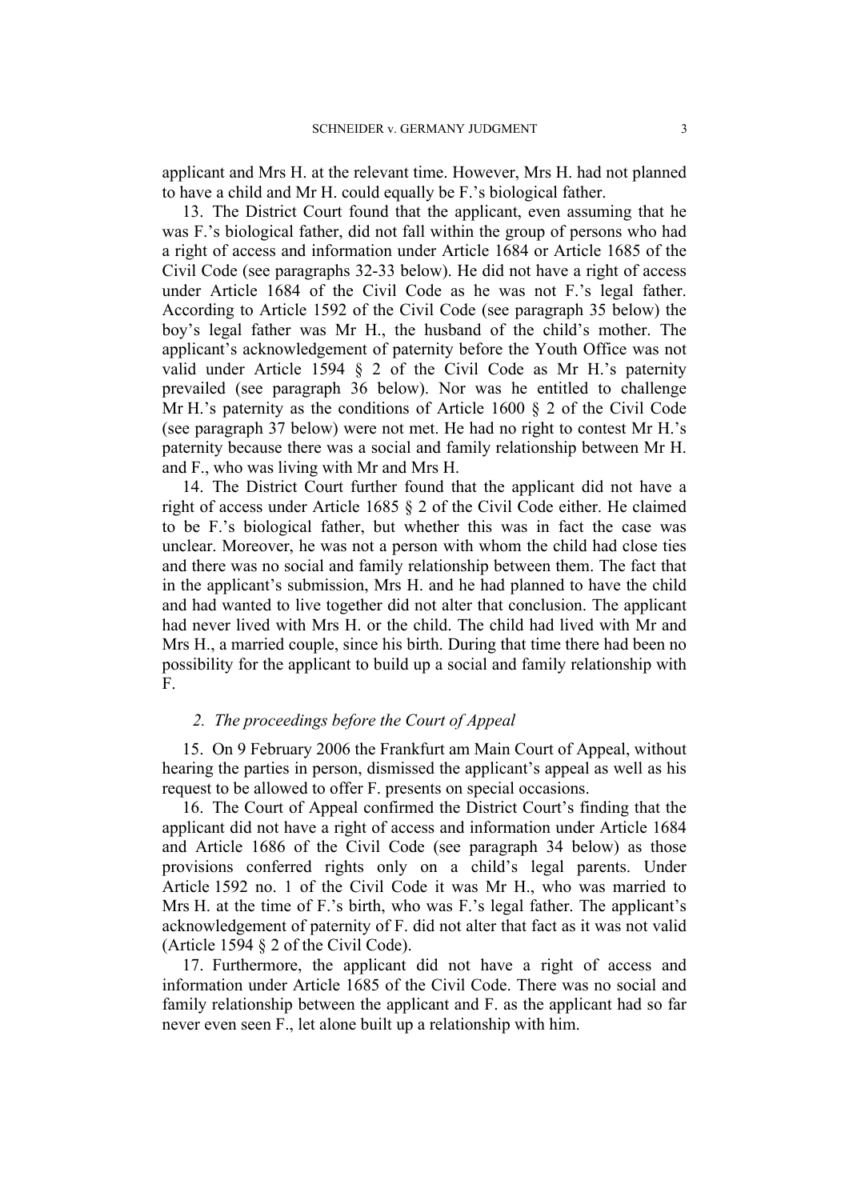applicant and Mrs H. at the relevant time. However, Mrs H. had not planned to have a child and Mr H. could equally be F.'s biological father.

13. The District Court found that the applicant, even assuming that he was F.'s biological father, did not fall within the group of persons who had a right of access and information under Article 1684 or Article 1685 of the Civil Code (see paragraphs 32-33 below). He did not have a right of access under Article 1684 of the Civil Code as he was not F.'s legal father. According to Article 1592 of the Civil Code (see paragraph 35 below) the boy's legal father was Mr H., the husband of the child's mother. The applicant's acknowledgement of paternity before the Youth Office was not valid under Article 1594 § 2 of the Civil Code as Mr H.'s paternity prevailed (see paragraph 36 below). Nor was he entitled to challenge Mr H.'s paternity as the conditions of Article 1600 § 2 of the Civil Code (see paragraph 37 below) were not met. He had no right to contest Mr H.'s paternity because there was a social and family relationship between Mr H. and F., who was living with Mr and Mrs H.

14. The District Court further found that the applicant did not have a right of access under Article 1685 § 2 of the Civil Code either. He claimed to be F.'s biological father, but whether this was in fact the case was unclear. Moreover, he was not a person with whom the child had close ties and there was no social and family relationship between them. The fact that in the applicant's submission, Mrs H. and he had planned to have the child and had wanted to live together did not alter that conclusion. The applicant had never lived with Mrs H. or the child. The child had lived with Mr and Mrs H., a married couple, since his birth. During that time there had been no possibility for the applicant to build up a social and family relationship with F.

### *2. The proceedings before the Court of Appeal*

15. On 9 February 2006 the Frankfurt am Main Court of Appeal, without hearing the parties in person, dismissed the applicant's appeal as well as his request to be allowed to offer F. presents on special occasions.

16. The Court of Appeal confirmed the District Court's finding that the applicant did not have a right of access and information under Article 1684 and Article 1686 of the Civil Code (see paragraph 34 below) as those provisions conferred rights only on a child's legal parents. Under Article 1592 no. 1 of the Civil Code it was Mr H., who was married to Mrs H. at the time of F.'s birth, who was F.'s legal father. The applicant's acknowledgement of paternity of F. did not alter that fact as it was not valid (Article 1594 § 2 of the Civil Code).

17. Furthermore, the applicant did not have a right of access and information under Article 1685 of the Civil Code. There was no social and family relationship between the applicant and F. as the applicant had so far never even seen F., let alone built up a relationship with him.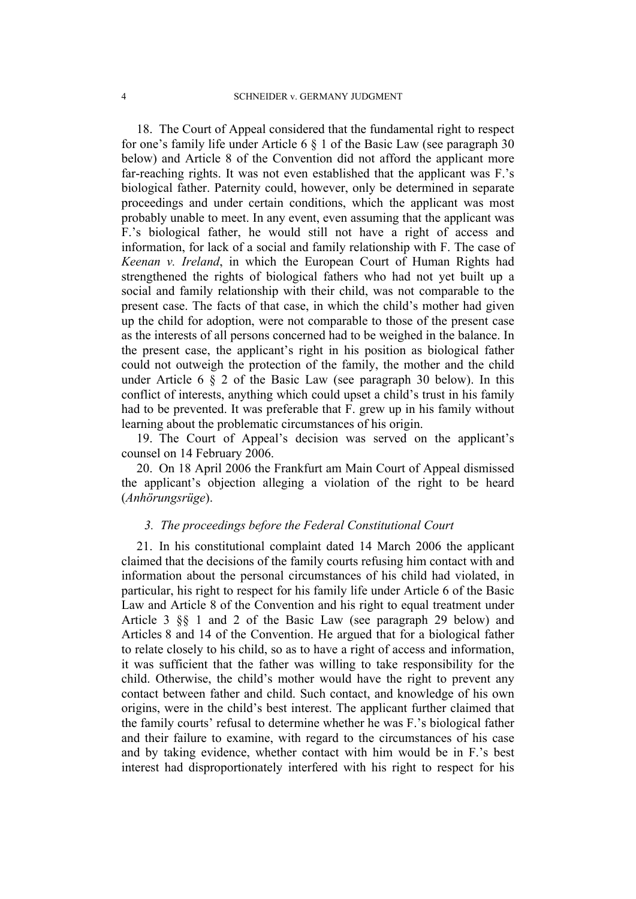18. The Court of Appeal considered that the fundamental right to respect for one's family life under Article 6 § 1 of the Basic Law (see paragraph 30 below) and Article 8 of the Convention did not afford the applicant more far-reaching rights. It was not even established that the applicant was F.'s biological father. Paternity could, however, only be determined in separate proceedings and under certain conditions, which the applicant was most probably unable to meet. In any event, even assuming that the applicant was F.'s biological father, he would still not have a right of access and information, for lack of a social and family relationship with F. The case of *Keenan v. Ireland*, in which the European Court of Human Rights had strengthened the rights of biological fathers who had not yet built up a social and family relationship with their child, was not comparable to the present case. The facts of that case, in which the child's mother had given up the child for adoption, were not comparable to those of the present case as the interests of all persons concerned had to be weighed in the balance. In the present case, the applicant's right in his position as biological father could not outweigh the protection of the family, the mother and the child under Article 6 § 2 of the Basic Law (see paragraph 30 below). In this conflict of interests, anything which could upset a child's trust in his family had to be prevented. It was preferable that F. grew up in his family without learning about the problematic circumstances of his origin.

19. The Court of Appeal's decision was served on the applicant's counsel on 14 February 2006.

20. On 18 April 2006 the Frankfurt am Main Court of Appeal dismissed the applicant's objection alleging a violation of the right to be heard (*Anhörungsrüge*).

### *3. The proceedings before the Federal Constitutional Court*

21. In his constitutional complaint dated 14 March 2006 the applicant claimed that the decisions of the family courts refusing him contact with and information about the personal circumstances of his child had violated, in particular, his right to respect for his family life under Article 6 of the Basic Law and Article 8 of the Convention and his right to equal treatment under Article 3 §§ 1 and 2 of the Basic Law (see paragraph 29 below) and Articles 8 and 14 of the Convention. He argued that for a biological father to relate closely to his child, so as to have a right of access and information, it was sufficient that the father was willing to take responsibility for the child. Otherwise, the child's mother would have the right to prevent any contact between father and child. Such contact, and knowledge of his own origins, were in the child's best interest. The applicant further claimed that the family courts' refusal to determine whether he was F.'s biological father and their failure to examine, with regard to the circumstances of his case and by taking evidence, whether contact with him would be in F.'s best interest had disproportionately interfered with his right to respect for his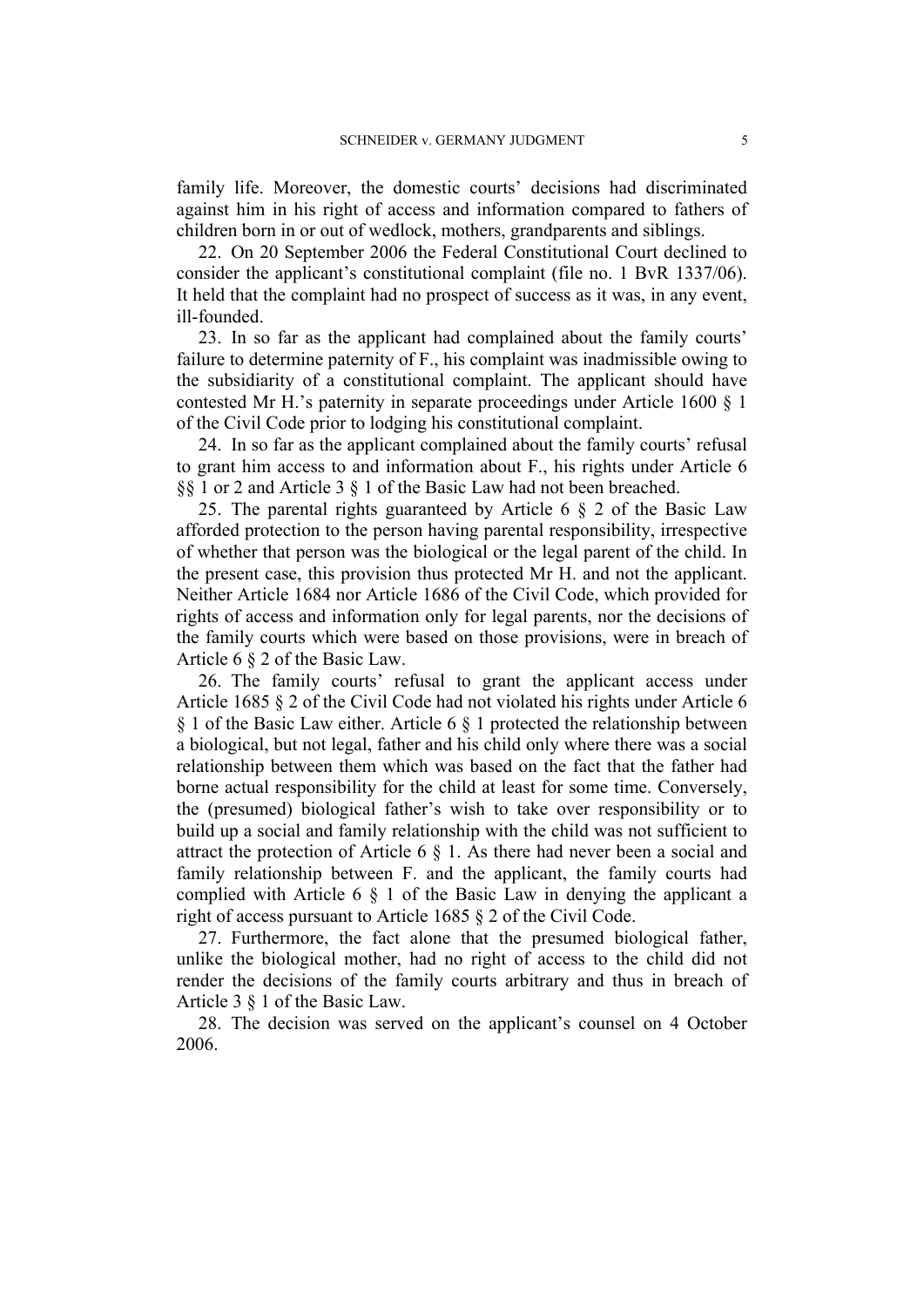family life. Moreover, the domestic courts' decisions had discriminated against him in his right of access and information compared to fathers of children born in or out of wedlock, mothers, grandparents and siblings.

22. On 20 September 2006 the Federal Constitutional Court declined to consider the applicant's constitutional complaint (file no. 1 BvR 1337/06). It held that the complaint had no prospect of success as it was, in any event, ill-founded.

23. In so far as the applicant had complained about the family courts' failure to determine paternity of F., his complaint was inadmissible owing to the subsidiarity of a constitutional complaint. The applicant should have contested Mr H.'s paternity in separate proceedings under Article 1600 § 1 of the Civil Code prior to lodging his constitutional complaint.

24. In so far as the applicant complained about the family courts' refusal to grant him access to and information about F., his rights under Article 6 §§ 1 or 2 and Article 3 § 1 of the Basic Law had not been breached.

25. The parental rights guaranteed by Article 6 § 2 of the Basic Law afforded protection to the person having parental responsibility, irrespective of whether that person was the biological or the legal parent of the child. In the present case, this provision thus protected Mr H. and not the applicant. Neither Article 1684 nor Article 1686 of the Civil Code, which provided for rights of access and information only for legal parents, nor the decisions of the family courts which were based on those provisions, were in breach of Article 6 § 2 of the Basic Law.

26. The family courts' refusal to grant the applicant access under Article 1685 § 2 of the Civil Code had not violated his rights under Article 6 § 1 of the Basic Law either. Article 6 § 1 protected the relationship between a biological, but not legal, father and his child only where there was a social relationship between them which was based on the fact that the father had borne actual responsibility for the child at least for some time. Conversely, the (presumed) biological father's wish to take over responsibility or to build up a social and family relationship with the child was not sufficient to attract the protection of Article 6 § 1. As there had never been a social and family relationship between F. and the applicant, the family courts had complied with Article 6 § 1 of the Basic Law in denying the applicant a right of access pursuant to Article 1685 § 2 of the Civil Code.

27. Furthermore, the fact alone that the presumed biological father, unlike the biological mother, had no right of access to the child did not render the decisions of the family courts arbitrary and thus in breach of Article 3 § 1 of the Basic Law.

28. The decision was served on the applicant's counsel on 4 October 2006.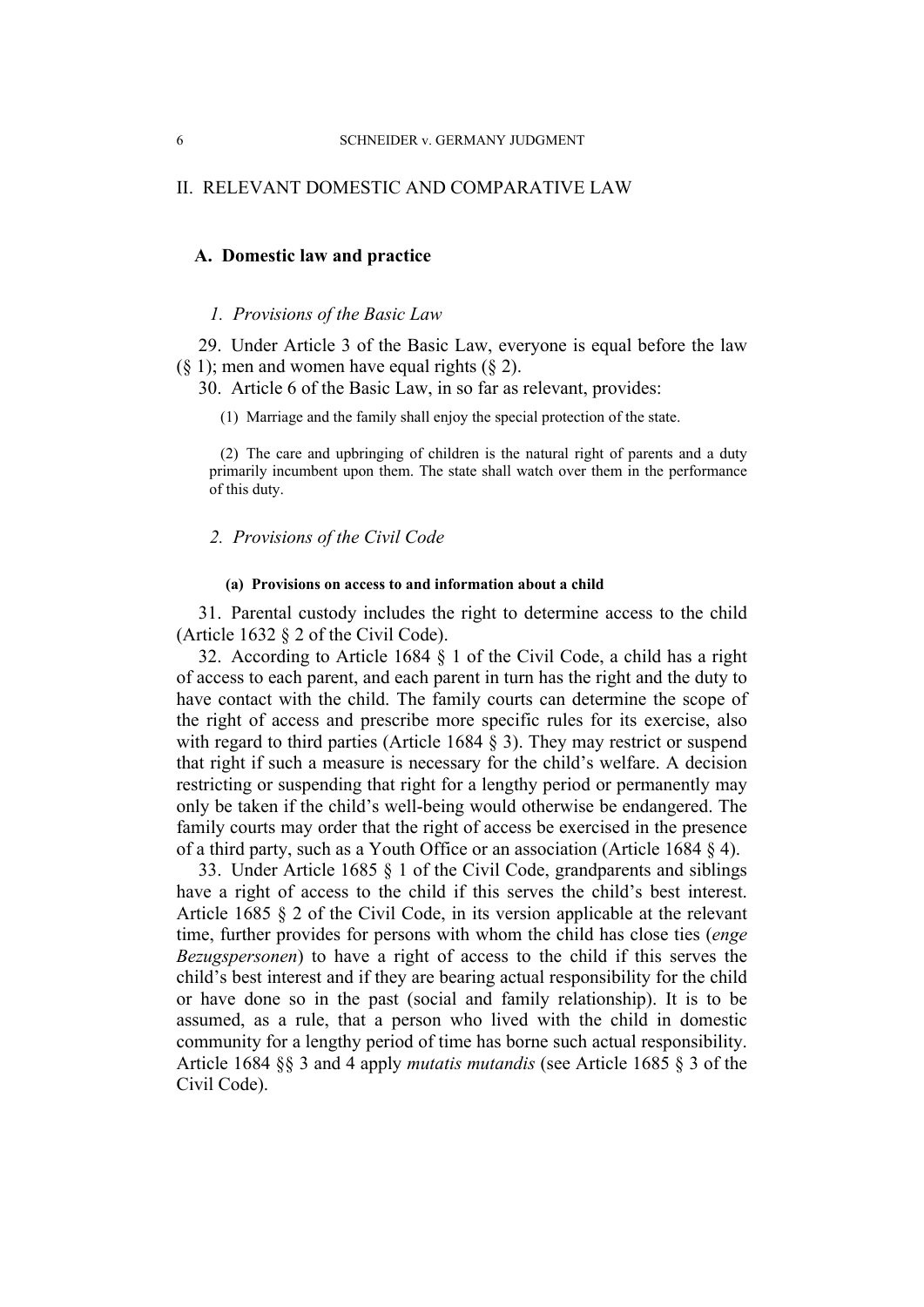## II. RELEVANT DOMESTIC AND COMPARATIVE LAW

### A. Domestic law and practice

#### *1. Provisions of the Basic Law*

29. Under Article 3 of the Basic Law, everyone is equal before the law (§ 1); men and women have equal rights (§ 2).

30. Article 6 of the Basic Law, in so far as relevant, provides:

> (1) Marriage and the family shall enjoy the special protection of the state.
>
> (2) The care and upbringing of children is the natural right of parents and a duty primarily incumbent upon them. The state shall watch over them in the performance of this duty.

#### *2. Provisions of the Civil Code*

##### (a) Provisions on access to and information about a child

31. Parental custody includes the right to determine access to the child (Article 1632 § 2 of the Civil Code).

32. According to Article 1684 § 1 of the Civil Code, a child has a right of access to each parent, and each parent in turn has the right and the duty to have contact with the child. The family courts can determine the scope of the right of access and prescribe more specific rules for its exercise, also with regard to third parties (Article 1684 § 3). They may restrict or suspend that right if such a measure is necessary for the child's welfare. A decision restricting or suspending that right for a lengthy period or permanently may only be taken if the child's well-being would otherwise be endangered. The family courts may order that the right of access be exercised in the presence of a third party, such as a Youth Office or an association (Article 1684 § 4).

33. Under Article 1685 § 1 of the Civil Code, grandparents and siblings have a right of access to the child if this serves the child's best interest. Article 1685 § 2 of the Civil Code, in its version applicable at the relevant time, further provides for persons with whom the child has close ties (*enge Bezugspersonen*) to have a right of access to the child if this serves the child's best interest and if they are bearing actual responsibility for the child or have done so in the past (social and family relationship). It is to be assumed, as a rule, that a person who lived with the child in domestic community for a lengthy period of time has borne such actual responsibility. Article 1684 §§ 3 and 4 apply *mutatis mutandis* (see Article 1685 § 3 of the Civil Code).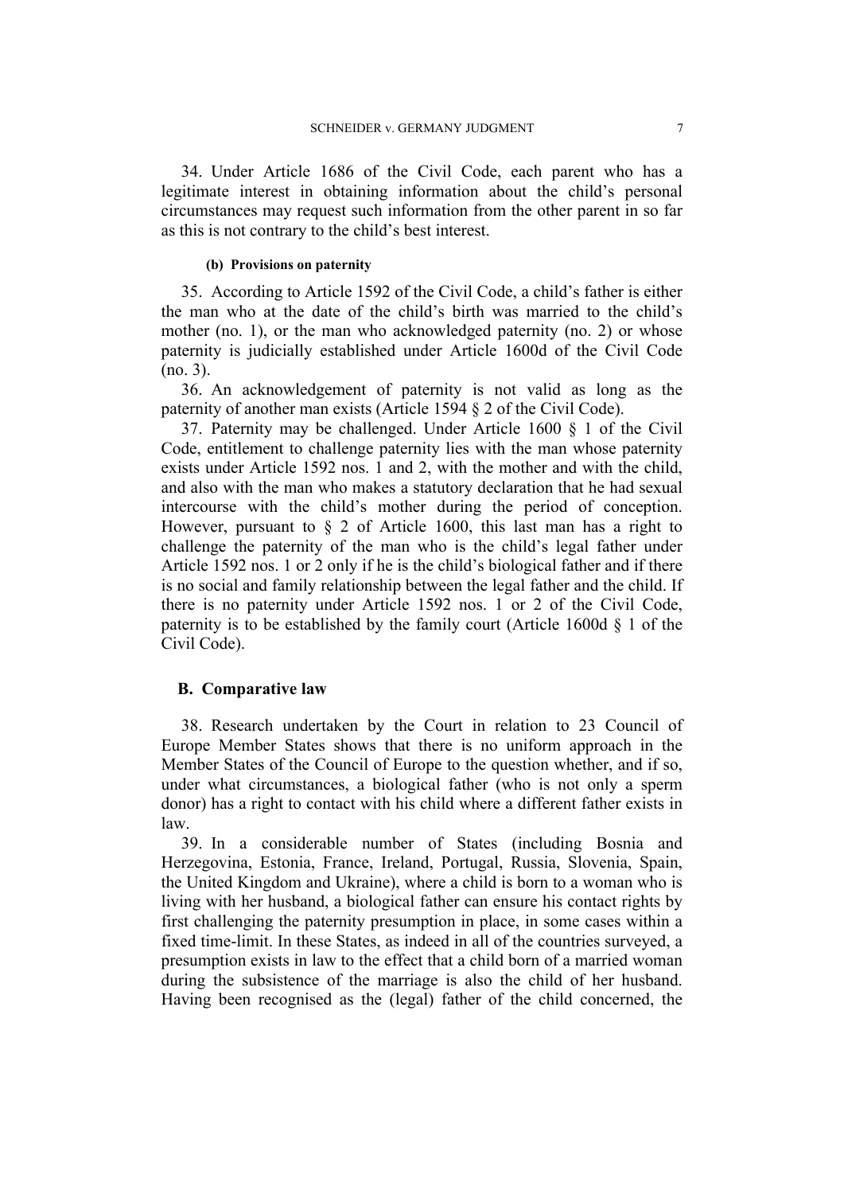34. Under Article 1686 of the Civil Code, each parent who has a legitimate interest in obtaining information about the child's personal circumstances may request such information from the other parent in so far as this is not contrary to the child's best interest.

#### (b) Provisions on paternity

35. According to Article 1592 of the Civil Code, a child's father is either the man who at the date of the child's birth was married to the child's mother (no. 1), or the man who acknowledged paternity (no. 2) or whose paternity is judicially established under Article 1600d of the Civil Code (no. 3).

36. An acknowledgement of paternity is not valid as long as the paternity of another man exists (Article 1594 § 2 of the Civil Code).

37. Paternity may be challenged. Under Article 1600 § 1 of the Civil Code, entitlement to challenge paternity lies with the man whose paternity exists under Article 1592 nos. 1 and 2, with the mother and with the child, and also with the man who makes a statutory declaration that he had sexual intercourse with the child's mother during the period of conception. However, pursuant to § 2 of Article 1600, this last man has a right to challenge the paternity of the man who is the child's legal father under Article 1592 nos. 1 or 2 only if he is the child's biological father and if there is no social and family relationship between the legal father and the child. If there is no paternity under Article 1592 nos. 1 or 2 of the Civil Code, paternity is to be established by the family court (Article 1600d § 1 of the Civil Code).

### B. Comparative law

38. Research undertaken by the Court in relation to 23 Council of Europe Member States shows that there is no uniform approach in the Member States of the Council of Europe to the question whether, and if so, under what circumstances, a biological father (who is not only a sperm donor) has a right to contact with his child where a different father exists in law.

39. In a considerable number of States (including Bosnia and Herzegovina, Estonia, France, Ireland, Portugal, Russia, Slovenia, Spain, the United Kingdom and Ukraine), where a child is born to a woman who is living with her husband, a biological father can ensure his contact rights by first challenging the paternity presumption in place, in some cases within a fixed time-limit. In these States, as indeed in all of the countries surveyed, a presumption exists in law to the effect that a child born of a married woman during the subsistence of the marriage is also the child of her husband. Having been recognised as the (legal) father of the child concerned, the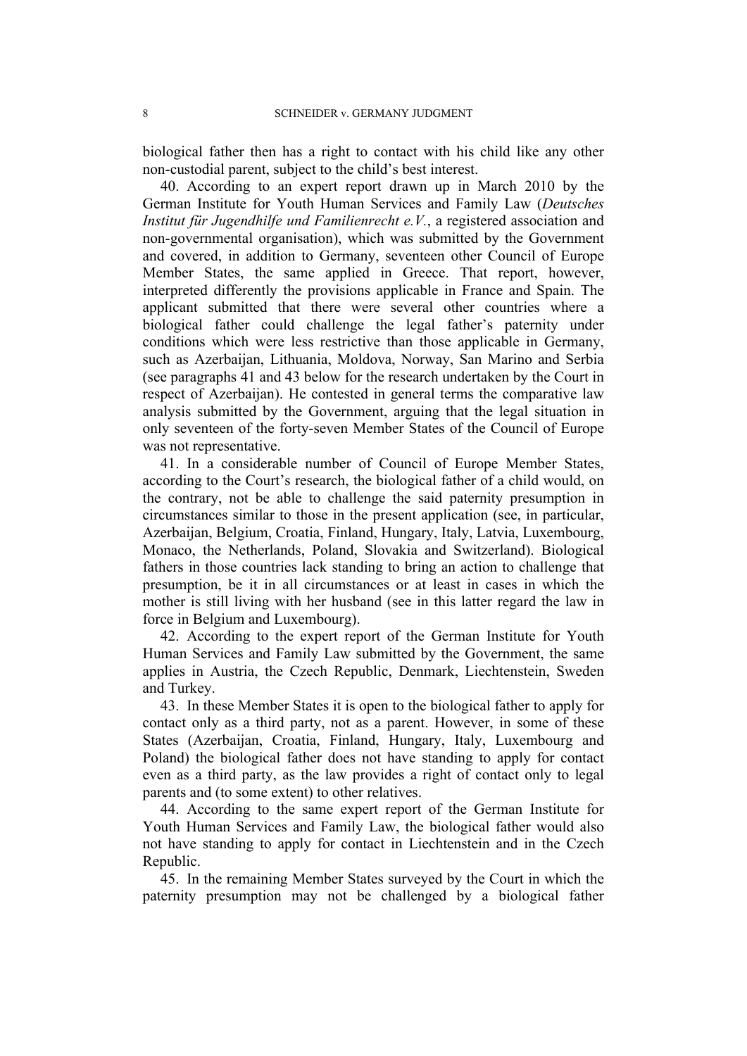biological father then has a right to contact with his child like any other non-custodial parent, subject to the child's best interest.

40. According to an expert report drawn up in March 2010 by the German Institute for Youth Human Services and Family Law (*Deutsches Institut für Jugendhilfe und Familienrecht e.V.*, a registered association and non-governmental organisation), which was submitted by the Government and covered, in addition to Germany, seventeen other Council of Europe Member States, the same applied in Greece. That report, however, interpreted differently the provisions applicable in France and Spain. The applicant submitted that there were several other countries where a biological father could challenge the legal father's paternity under conditions which were less restrictive than those applicable in Germany, such as Azerbaijan, Lithuania, Moldova, Norway, San Marino and Serbia (see paragraphs 41 and 43 below for the research undertaken by the Court in respect of Azerbaijan). He contested in general terms the comparative law analysis submitted by the Government, arguing that the legal situation in only seventeen of the forty-seven Member States of the Council of Europe was not representative.

41. In a considerable number of Council of Europe Member States, according to the Court's research, the biological father of a child would, on the contrary, not be able to challenge the said paternity presumption in circumstances similar to those in the present application (see, in particular, Azerbaijan, Belgium, Croatia, Finland, Hungary, Italy, Latvia, Luxembourg, Monaco, the Netherlands, Poland, Slovakia and Switzerland). Biological fathers in those countries lack standing to bring an action to challenge that presumption, be it in all circumstances or at least in cases in which the mother is still living with her husband (see in this latter regard the law in force in Belgium and Luxembourg).

42. According to the expert report of the German Institute for Youth Human Services and Family Law submitted by the Government, the same applies in Austria, the Czech Republic, Denmark, Liechtenstein, Sweden and Turkey.

43. In these Member States it is open to the biological father to apply for contact only as a third party, not as a parent. However, in some of these States (Azerbaijan, Croatia, Finland, Hungary, Italy, Luxembourg and Poland) the biological father does not have standing to apply for contact even as a third party, as the law provides a right of contact only to legal parents and (to some extent) to other relatives.

44. According to the same expert report of the German Institute for Youth Human Services and Family Law, the biological father would also not have standing to apply for contact in Liechtenstein and in the Czech Republic.

45. In the remaining Member States surveyed by the Court in which the paternity presumption may not be challenged by a biological father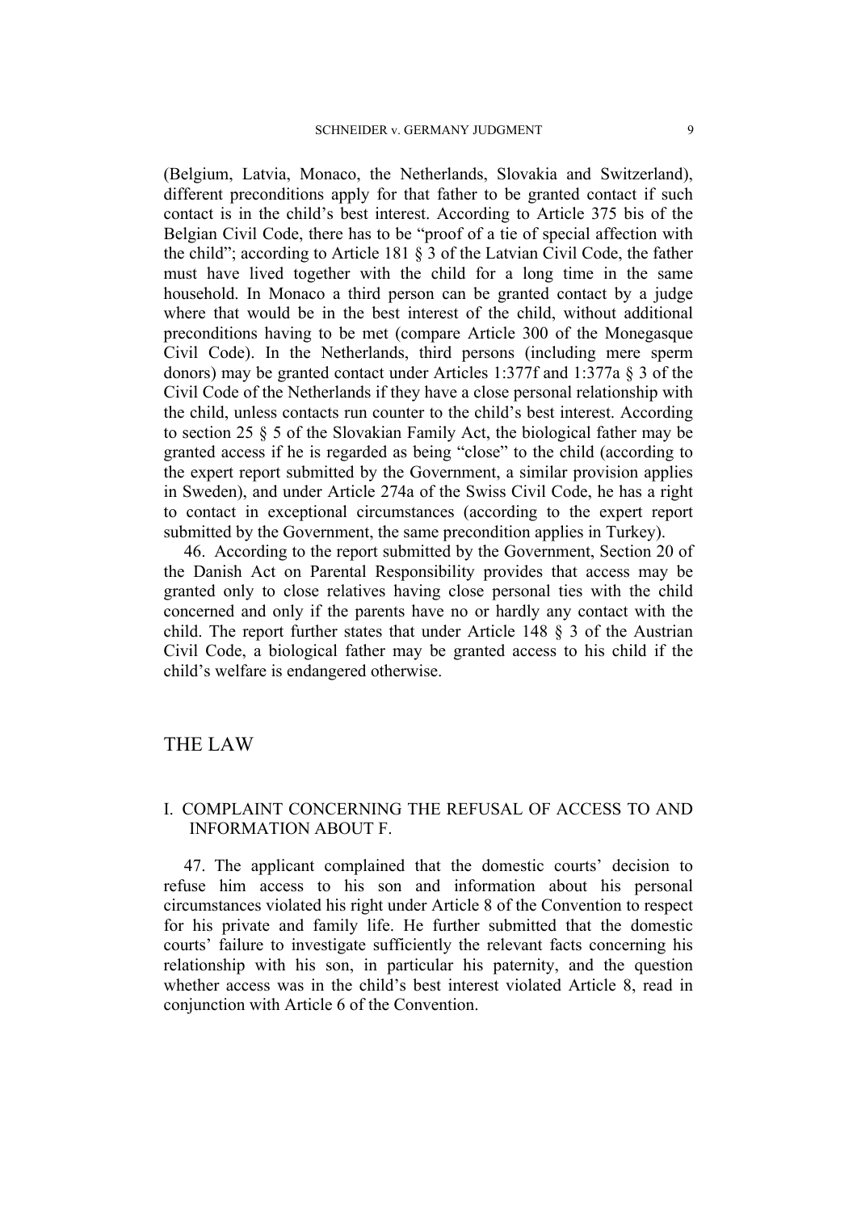(Belgium, Latvia, Monaco, the Netherlands, Slovakia and Switzerland), different preconditions apply for that father to be granted contact if such contact is in the child's best interest. According to Article 375 bis of the Belgian Civil Code, there has to be "proof of a tie of special affection with the child"; according to Article 181 § 3 of the Latvian Civil Code, the father must have lived together with the child for a long time in the same household. In Monaco a third person can be granted contact by a judge where that would be in the best interest of the child, without additional preconditions having to be met (compare Article 300 of the Monegasque Civil Code). In the Netherlands, third persons (including mere sperm donors) may be granted contact under Articles 1:377f and 1:377a § 3 of the Civil Code of the Netherlands if they have a close personal relationship with the child, unless contacts run counter to the child's best interest. According to section 25 § 5 of the Slovakian Family Act, the biological father may be granted access if he is regarded as being "close" to the child (according to the expert report submitted by the Government, a similar provision applies in Sweden), and under Article 274a of the Swiss Civil Code, he has a right to contact in exceptional circumstances (according to the expert report submitted by the Government, the same precondition applies in Turkey).

46. According to the report submitted by the Government, Section 20 of the Danish Act on Parental Responsibility provides that access may be granted only to close relatives having close personal ties with the child concerned and only if the parents have no or hardly any contact with the child. The report further states that under Article 148 § 3 of the Austrian Civil Code, a biological father may be granted access to his child if the child's welfare is endangered otherwise.

# THE LAW

## I. COMPLAINT CONCERNING THE REFUSAL OF ACCESS TO AND INFORMATION ABOUT F.

47. The applicant complained that the domestic courts' decision to refuse him access to his son and information about his personal circumstances violated his right under Article 8 of the Convention to respect for his private and family life. He further submitted that the domestic courts' failure to investigate sufficiently the relevant facts concerning his relationship with his son, in particular his paternity, and the question whether access was in the child's best interest violated Article 8, read in conjunction with Article 6 of the Convention.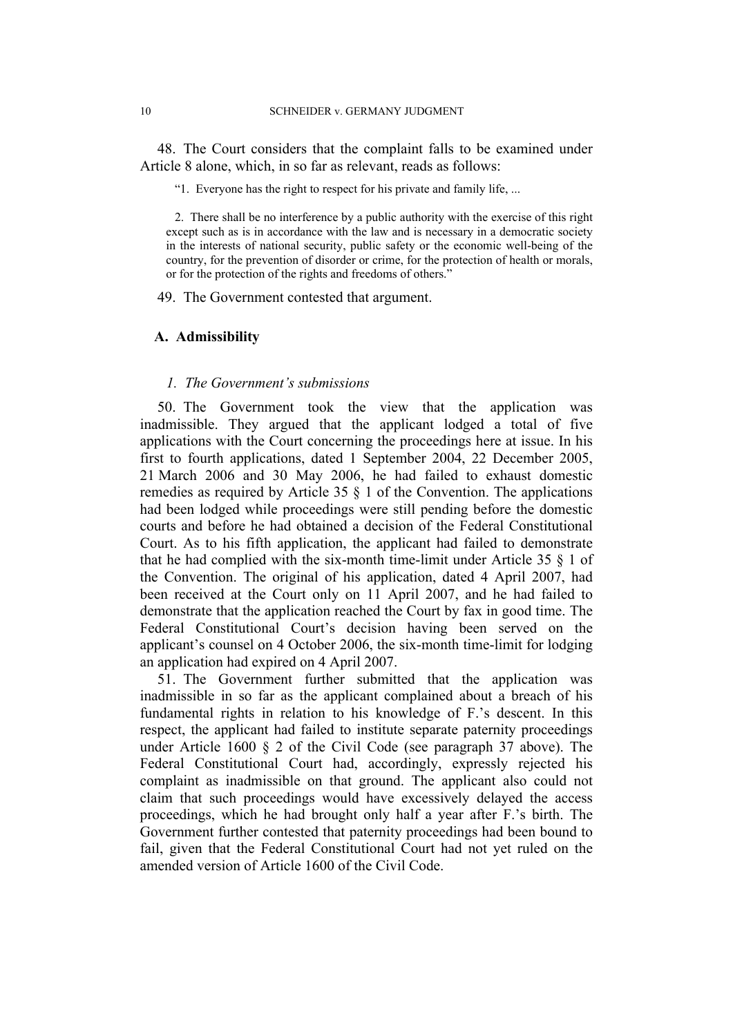48. The Court considers that the complaint falls to be examined under Article 8 alone, which, in so far as relevant, reads as follows:

> "1. Everyone has the right to respect for his private and family life, ...
>
> 2. There shall be no interference by a public authority with the exercise of this right except such as is in accordance with the law and is necessary in a democratic society in the interests of national security, public safety or the economic well-being of the country, for the prevention of disorder or crime, for the protection of health or morals, or for the protection of the rights and freedoms of others."

49. The Government contested that argument.

### A. Admissibility

#### *1. The Government's submissions*

50. The Government took the view that the application was inadmissible. They argued that the applicant lodged a total of five applications with the Court concerning the proceedings here at issue. In his first to fourth applications, dated 1 September 2004, 22 December 2005, 21 March 2006 and 30 May 2006, he had failed to exhaust domestic remedies as required by Article 35 § 1 of the Convention. The applications had been lodged while proceedings were still pending before the domestic courts and before he had obtained a decision of the Federal Constitutional Court. As to his fifth application, the applicant had failed to demonstrate that he had complied with the six-month time-limit under Article 35 § 1 of the Convention. The original of his application, dated 4 April 2007, had been received at the Court only on 11 April 2007, and he had failed to demonstrate that the application reached the Court by fax in good time. The Federal Constitutional Court's decision having been served on the applicant's counsel on 4 October 2006, the six-month time-limit for lodging an application had expired on 4 April 2007.

51. The Government further submitted that the application was inadmissible in so far as the applicant complained about a breach of his fundamental rights in relation to his knowledge of F.'s descent. In this respect, the applicant had failed to institute separate paternity proceedings under Article 1600 § 2 of the Civil Code (see paragraph 37 above). The Federal Constitutional Court had, accordingly, expressly rejected his complaint as inadmissible on that ground. The applicant also could not claim that such proceedings would have excessively delayed the access proceedings, which he had brought only half a year after F.'s birth. The Government further contested that paternity proceedings had been bound to fail, given that the Federal Constitutional Court had not yet ruled on the amended version of Article 1600 of the Civil Code.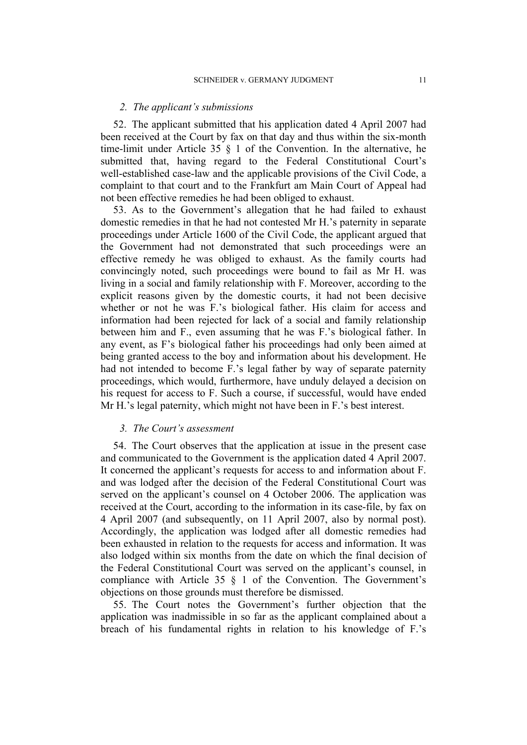### *2. The applicant's submissions*

52. The applicant submitted that his application dated 4 April 2007 had been received at the Court by fax on that day and thus within the six-month time-limit under Article 35 § 1 of the Convention. In the alternative, he submitted that, having regard to the Federal Constitutional Court's well-established case-law and the applicable provisions of the Civil Code, a complaint to that court and to the Frankfurt am Main Court of Appeal had not been effective remedies he had been obliged to exhaust.

53. As to the Government's allegation that he had failed to exhaust domestic remedies in that he had not contested Mr H.'s paternity in separate proceedings under Article 1600 of the Civil Code, the applicant argued that the Government had not demonstrated that such proceedings were an effective remedy he was obliged to exhaust. As the family courts had convincingly noted, such proceedings were bound to fail as Mr H. was living in a social and family relationship with F. Moreover, according to the explicit reasons given by the domestic courts, it had not been decisive whether or not he was F.'s biological father. His claim for access and information had been rejected for lack of a social and family relationship between him and F., even assuming that he was F.'s biological father. In any event, as F's biological father his proceedings had only been aimed at being granted access to the boy and information about his development. He had not intended to become F.'s legal father by way of separate paternity proceedings, which would, furthermore, have unduly delayed a decision on his request for access to F. Such a course, if successful, would have ended Mr H.'s legal paternity, which might not have been in F.'s best interest.

### *3. The Court's assessment*

54. The Court observes that the application at issue in the present case and communicated to the Government is the application dated 4 April 2007. It concerned the applicant's requests for access to and information about F. and was lodged after the decision of the Federal Constitutional Court was served on the applicant's counsel on 4 October 2006. The application was received at the Court, according to the information in its case-file, by fax on 4 April 2007 (and subsequently, on 11 April 2007, also by normal post). Accordingly, the application was lodged after all domestic remedies had been exhausted in relation to the requests for access and information. It was also lodged within six months from the date on which the final decision of the Federal Constitutional Court was served on the applicant's counsel, in compliance with Article 35 § 1 of the Convention. The Government's objections on those grounds must therefore be dismissed.

55. The Court notes the Government's further objection that the application was inadmissible in so far as the applicant complained about a breach of his fundamental rights in relation to his knowledge of F.'s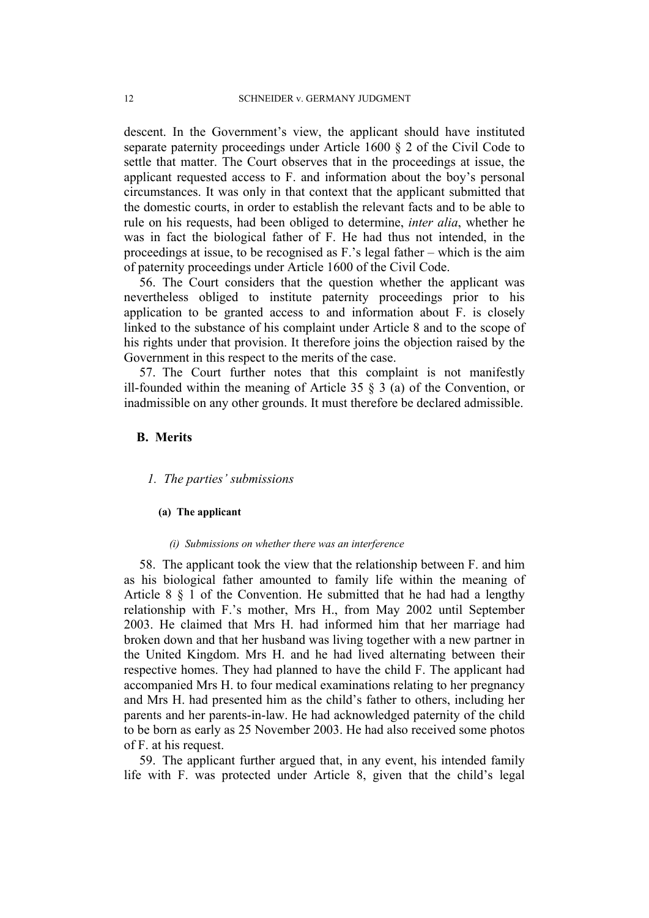descent. In the Government's view, the applicant should have instituted separate paternity proceedings under Article 1600 § 2 of the Civil Code to settle that matter. The Court observes that in the proceedings at issue, the applicant requested access to F. and information about the boy's personal circumstances. It was only in that context that the applicant submitted that the domestic courts, in order to establish the relevant facts and to be able to rule on his requests, had been obliged to determine, *inter alia*, whether he was in fact the biological father of F. He had thus not intended, in the proceedings at issue, to be recognised as F.'s legal father – which is the aim of paternity proceedings under Article 1600 of the Civil Code.

56. The Court considers that the question whether the applicant was nevertheless obliged to institute paternity proceedings prior to his application to be granted access to and information about F. is closely linked to the substance of his complaint under Article 8 and to the scope of his rights under that provision. It therefore joins the objection raised by the Government in this respect to the merits of the case.

57. The Court further notes that this complaint is not manifestly ill-founded within the meaning of Article 35 § 3 (a) of the Convention, or inadmissible on any other grounds. It must therefore be declared admissible.

## B. Merits

### *1. The parties' submissions*

#### (a) The applicant

##### *(i) Submissions on whether there was an interference*

58. The applicant took the view that the relationship between F. and him as his biological father amounted to family life within the meaning of Article 8 § 1 of the Convention. He submitted that he had had a lengthy relationship with F.'s mother, Mrs H., from May 2002 until September 2003. He claimed that Mrs H. had informed him that her marriage had broken down and that her husband was living together with a new partner in the United Kingdom. Mrs H. and he had lived alternating between their respective homes. They had planned to have the child F. The applicant had accompanied Mrs H. to four medical examinations relating to her pregnancy and Mrs H. had presented him as the child's father to others, including her parents and her parents-in-law. He had acknowledged paternity of the child to be born as early as 25 November 2003. He had also received some photos of F. at his request.

59. The applicant further argued that, in any event, his intended family life with F. was protected under Article 8, given that the child's legal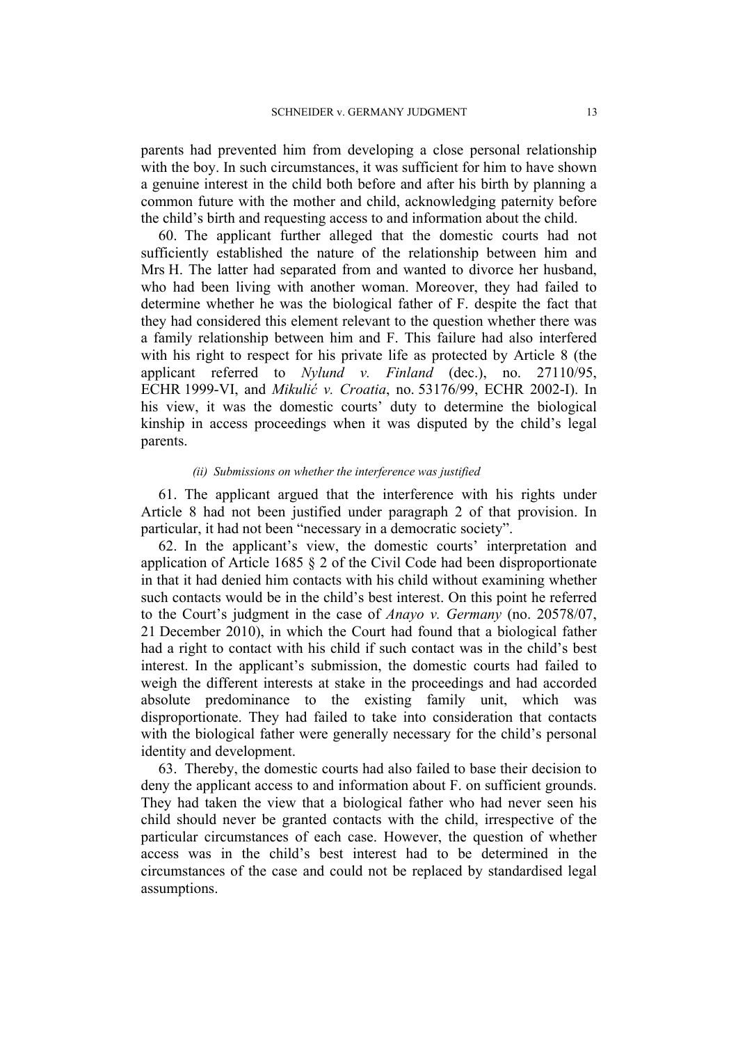parents had prevented him from developing a close personal relationship with the boy. In such circumstances, it was sufficient for him to have shown a genuine interest in the child both before and after his birth by planning a common future with the mother and child, acknowledging paternity before the child's birth and requesting access to and information about the child.

60. The applicant further alleged that the domestic courts had not sufficiently established the nature of the relationship between him and Mrs H. The latter had separated from and wanted to divorce her husband, who had been living with another woman. Moreover, they had failed to determine whether he was the biological father of F. despite the fact that they had considered this element relevant to the question whether there was a family relationship between him and F. This failure had also interfered with his right to respect for his private life as protected by Article 8 (the applicant referred to *Nylund v. Finland* (dec.), no. 27110/95, ECHR 1999-VI, and *Mikulić v. Croatia*, no. 53176/99, ECHR 2002-I). In his view, it was the domestic courts' duty to determine the biological kinship in access proceedings when it was disputed by the child's legal parents.

#### *(ii) Submissions on whether the interference was justified*

61. The applicant argued that the interference with his rights under Article 8 had not been justified under paragraph 2 of that provision. In particular, it had not been "necessary in a democratic society".

62. In the applicant's view, the domestic courts' interpretation and application of Article 1685 § 2 of the Civil Code had been disproportionate in that it had denied him contacts with his child without examining whether such contacts would be in the child's best interest. On this point he referred to the Court's judgment in the case of *Anayo v. Germany* (no. 20578/07, 21 December 2010), in which the Court had found that a biological father had a right to contact with his child if such contact was in the child's best interest. In the applicant's submission, the domestic courts had failed to weigh the different interests at stake in the proceedings and had accorded absolute predominance to the existing family unit, which was disproportionate. They had failed to take into consideration that contacts with the biological father were generally necessary for the child's personal identity and development.

63. Thereby, the domestic courts had also failed to base their decision to deny the applicant access to and information about F. on sufficient grounds. They had taken the view that a biological father who had never seen his child should never be granted contacts with the child, irrespective of the particular circumstances of each case. However, the question of whether access was in the child's best interest had to be determined in the circumstances of the case and could not be replaced by standardised legal assumptions.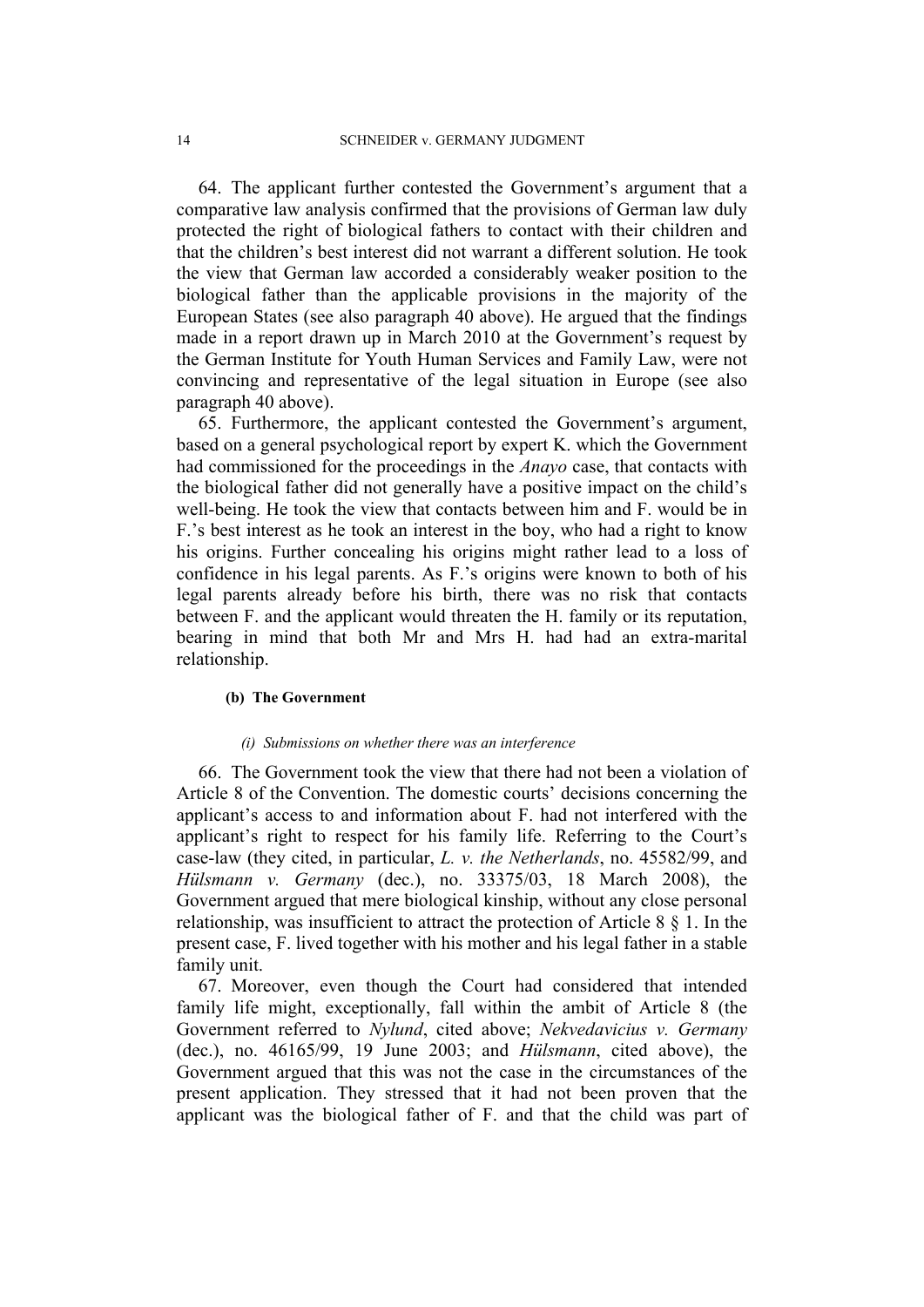64. The applicant further contested the Government's argument that a comparative law analysis confirmed that the provisions of German law duly protected the right of biological fathers to contact with their children and that the children's best interest did not warrant a different solution. He took the view that German law accorded a considerably weaker position to the biological father than the applicable provisions in the majority of the European States (see also paragraph 40 above). He argued that the findings made in a report drawn up in March 2010 at the Government's request by the German Institute for Youth Human Services and Family Law, were not convincing and representative of the legal situation in Europe (see also paragraph 40 above).

65. Furthermore, the applicant contested the Government's argument, based on a general psychological report by expert K. which the Government had commissioned for the proceedings in the *Anayo* case, that contacts with the biological father did not generally have a positive impact on the child's well-being. He took the view that contacts between him and F. would be in F.'s best interest as he took an interest in the boy, who had a right to know his origins. Further concealing his origins might rather lead to a loss of confidence in his legal parents. As F.'s origins were known to both of his legal parents already before his birth, there was no risk that contacts between F. and the applicant would threaten the H. family or its reputation, bearing in mind that both Mr and Mrs H. had had an extra-marital relationship.

#### (b) The Government

##### *(i) Submissions on whether there was an interference*

66. The Government took the view that there had not been a violation of Article 8 of the Convention. The domestic courts' decisions concerning the applicant's access to and information about F. had not interfered with the applicant's right to respect for his family life. Referring to the Court's case-law (they cited, in particular, *L. v. the Netherlands*, no. 45582/99, and *Hülsmann v. Germany* (dec.), no. 33375/03, 18 March 2008), the Government argued that mere biological kinship, without any close personal relationship, was insufficient to attract the protection of Article 8 § 1. In the present case, F. lived together with his mother and his legal father in a stable family unit.

67. Moreover, even though the Court had considered that intended family life might, exceptionally, fall within the ambit of Article 8 (the Government referred to *Nylund*, cited above; *Nekvedavicius v. Germany* (dec.), no. 46165/99, 19 June 2003; and *Hülsmann*, cited above), the Government argued that this was not the case in the circumstances of the present application. They stressed that it had not been proven that the applicant was the biological father of F. and that the child was part of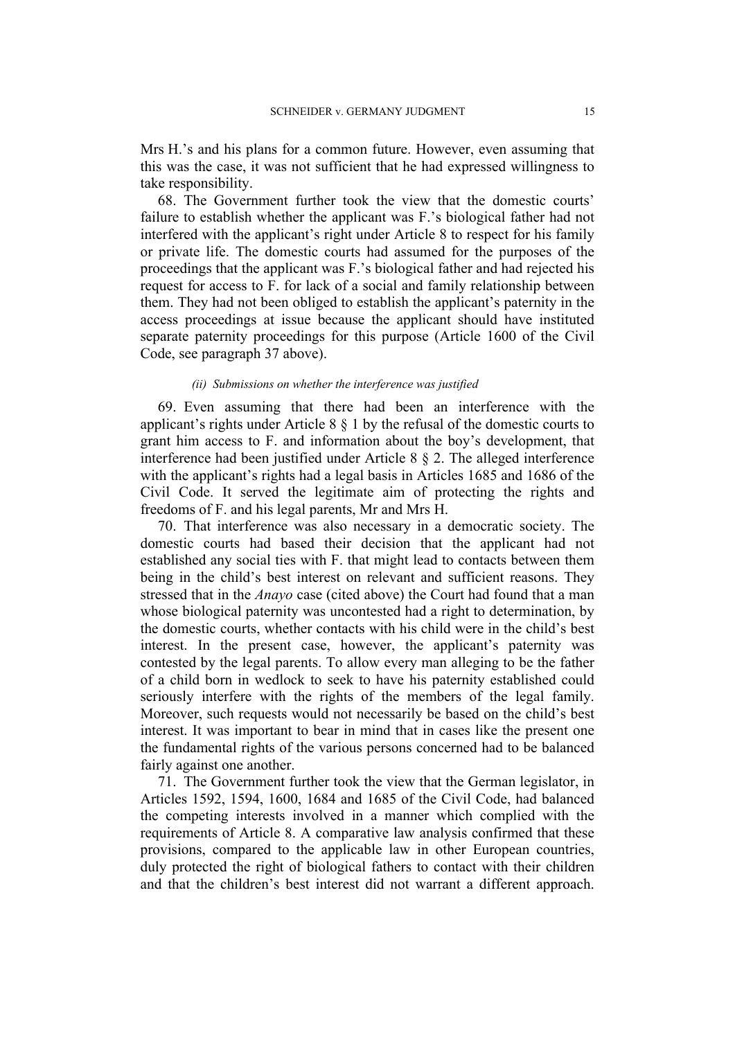Mrs H.'s and his plans for a common future. However, even assuming that this was the case, it was not sufficient that he had expressed willingness to take responsibility.

68. The Government further took the view that the domestic courts' failure to establish whether the applicant was F.'s biological father had not interfered with the applicant's right under Article 8 to respect for his family or private life. The domestic courts had assumed for the purposes of the proceedings that the applicant was F.'s biological father and had rejected his request for access to F. for lack of a social and family relationship between them. They had not been obliged to establish the applicant's paternity in the access proceedings at issue because the applicant should have instituted separate paternity proceedings for this purpose (Article 1600 of the Civil Code, see paragraph 37 above).

#### *(ii) Submissions on whether the interference was justified*

69. Even assuming that there had been an interference with the applicant's rights under Article 8 § 1 by the refusal of the domestic courts to grant him access to F. and information about the boy's development, that interference had been justified under Article 8 § 2. The alleged interference with the applicant's rights had a legal basis in Articles 1685 and 1686 of the Civil Code. It served the legitimate aim of protecting the rights and freedoms of F. and his legal parents, Mr and Mrs H.

70. That interference was also necessary in a democratic society. The domestic courts had based their decision that the applicant had not established any social ties with F. that might lead to contacts between them being in the child's best interest on relevant and sufficient reasons. They stressed that in the *Anayo* case (cited above) the Court had found that a man whose biological paternity was uncontested had a right to determination, by the domestic courts, whether contacts with his child were in the child's best interest. In the present case, however, the applicant's paternity was contested by the legal parents. To allow every man alleging to be the father of a child born in wedlock to seek to have his paternity established could seriously interfere with the rights of the members of the legal family. Moreover, such requests would not necessarily be based on the child's best interest. It was important to bear in mind that in cases like the present one the fundamental rights of the various persons concerned had to be balanced fairly against one another.

71. The Government further took the view that the German legislator, in Articles 1592, 1594, 1600, 1684 and 1685 of the Civil Code, had balanced the competing interests involved in a manner which complied with the requirements of Article 8. A comparative law analysis confirmed that these provisions, compared to the applicable law in other European countries, duly protected the right of biological fathers to contact with their children and that the children's best interest did not warrant a different approach.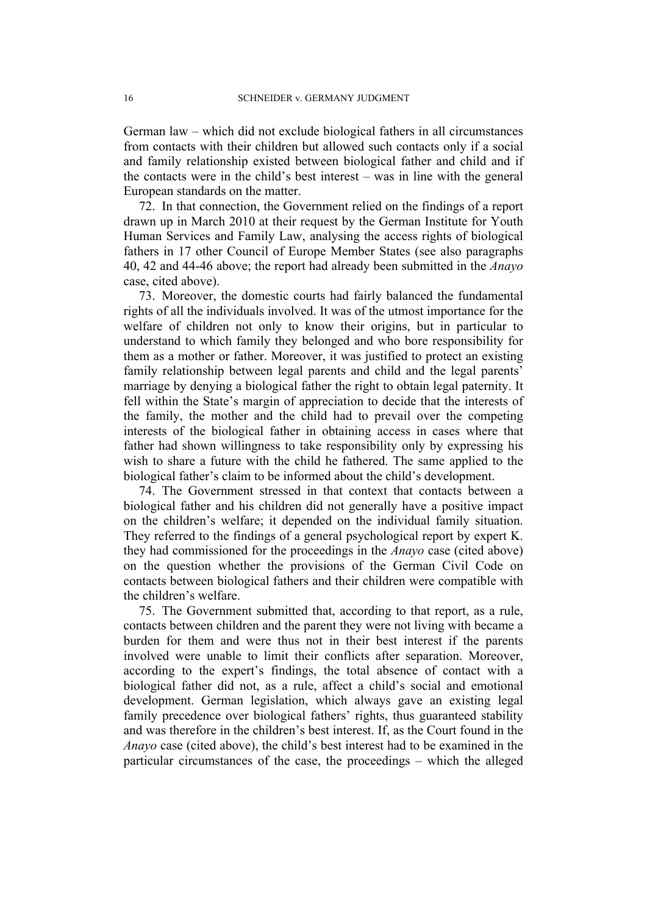German law – which did not exclude biological fathers in all circumstances from contacts with their children but allowed such contacts only if a social and family relationship existed between biological father and child and if the contacts were in the child's best interest – was in line with the general European standards on the matter.

72. In that connection, the Government relied on the findings of a report drawn up in March 2010 at their request by the German Institute for Youth Human Services and Family Law, analysing the access rights of biological fathers in 17 other Council of Europe Member States (see also paragraphs 40, 42 and 44-46 above; the report had already been submitted in the *Anayo* case, cited above).

73. Moreover, the domestic courts had fairly balanced the fundamental rights of all the individuals involved. It was of the utmost importance for the welfare of children not only to know their origins, but in particular to understand to which family they belonged and who bore responsibility for them as a mother or father. Moreover, it was justified to protect an existing family relationship between legal parents and child and the legal parents' marriage by denying a biological father the right to obtain legal paternity. It fell within the State's margin of appreciation to decide that the interests of the family, the mother and the child had to prevail over the competing interests of the biological father in obtaining access in cases where that father had shown willingness to take responsibility only by expressing his wish to share a future with the child he fathered. The same applied to the biological father's claim to be informed about the child's development.

74. The Government stressed in that context that contacts between a biological father and his children did not generally have a positive impact on the children's welfare; it depended on the individual family situation. They referred to the findings of a general psychological report by expert K. they had commissioned for the proceedings in the *Anayo* case (cited above) on the question whether the provisions of the German Civil Code on contacts between biological fathers and their children were compatible with the children's welfare.

75. The Government submitted that, according to that report, as a rule, contacts between children and the parent they were not living with became a burden for them and were thus not in their best interest if the parents involved were unable to limit their conflicts after separation. Moreover, according to the expert's findings, the total absence of contact with a biological father did not, as a rule, affect a child's social and emotional development. German legislation, which always gave an existing legal family precedence over biological fathers' rights, thus guaranteed stability and was therefore in the children's best interest. If, as the Court found in the *Anayo* case (cited above), the child's best interest had to be examined in the particular circumstances of the case, the proceedings – which the alleged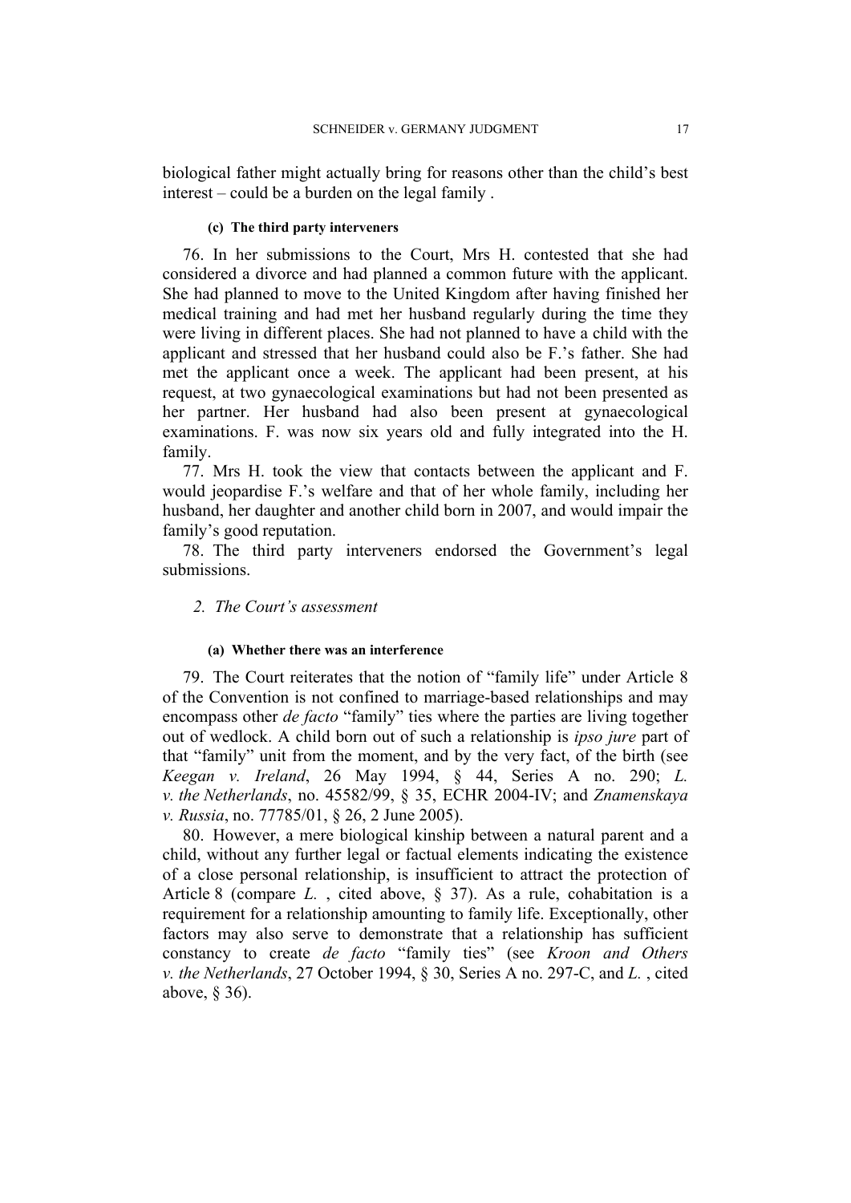biological father might actually bring for reasons other than the child's best interest – could be a burden on the legal family .

##### (c) The third party interveners

76. In her submissions to the Court, Mrs H. contested that she had considered a divorce and had planned a common future with the applicant. She had planned to move to the United Kingdom after having finished her medical training and had met her husband regularly during the time they were living in different places. She had not planned to have a child with the applicant and stressed that her husband could also be F.'s father. She had met the applicant once a week. The applicant had been present, at his request, at two gynaecological examinations but had not been presented as her partner. Her husband had also been present at gynaecological examinations. F. was now six years old and fully integrated into the H. family.

77. Mrs H. took the view that contacts between the applicant and F. would jeopardise F.'s welfare and that of her whole family, including her husband, her daughter and another child born in 2007, and would impair the family's good reputation.

78. The third party interveners endorsed the Government's legal submissions.

### *2. The Court's assessment*

##### (a) Whether there was an interference

79. The Court reiterates that the notion of "family life" under Article 8 of the Convention is not confined to marriage-based relationships and may encompass other *de facto* "family" ties where the parties are living together out of wedlock. A child born out of such a relationship is *ipso jure* part of that "family" unit from the moment, and by the very fact, of the birth (see *Keegan v. Ireland*, 26 May 1994, § 44, Series A no. 290; *L. v. the Netherlands*, no. 45582/99, § 35, ECHR 2004-IV; and *Znamenskaya v. Russia*, no. 77785/01, § 26, 2 June 2005).

80. However, a mere biological kinship between a natural parent and a child, without any further legal or factual elements indicating the existence of a close personal relationship, is insufficient to attract the protection of Article 8 (compare *L.* , cited above, § 37). As a rule, cohabitation is a requirement for a relationship amounting to family life. Exceptionally, other factors may also serve to demonstrate that a relationship has sufficient constancy to create *de facto* "family ties" (see *Kroon and Others v. the Netherlands*, 27 October 1994, § 30, Series A no. 297-C, and *L.* , cited above, § 36).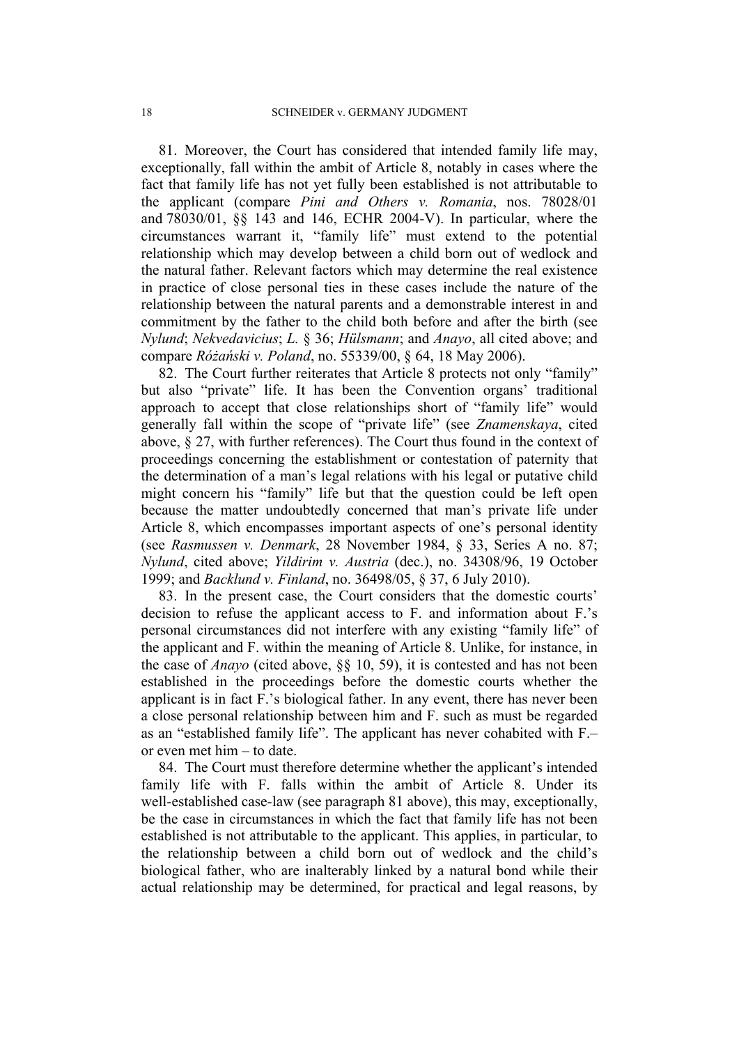81. Moreover, the Court has considered that intended family life may, exceptionally, fall within the ambit of Article 8, notably in cases where the fact that family life has not yet fully been established is not attributable to the applicant (compare *Pini and Others v. Romania*, nos. 78028/01 and 78030/01, §§ 143 and 146, ECHR 2004-V). In particular, where the circumstances warrant it, "family life" must extend to the potential relationship which may develop between a child born out of wedlock and the natural father. Relevant factors which may determine the real existence in practice of close personal ties in these cases include the nature of the relationship between the natural parents and a demonstrable interest in and commitment by the father to the child both before and after the birth (see *Nylund*; *Nekvedavicius*; *L.* § 36; *Hülsmann*; and *Anayo*, all cited above; and compare *Różański v. Poland*, no. 55339/00, § 64, 18 May 2006).

82. The Court further reiterates that Article 8 protects not only "family" but also "private" life. It has been the Convention organs' traditional approach to accept that close relationships short of "family life" would generally fall within the scope of "private life" (see *Znamenskaya*, cited above, § 27, with further references). The Court thus found in the context of proceedings concerning the establishment or contestation of paternity that the determination of a man's legal relations with his legal or putative child might concern his "family" life but that the question could be left open because the matter undoubtedly concerned that man's private life under Article 8, which encompasses important aspects of one's personal identity (see *Rasmussen v. Denmark*, 28 November 1984, § 33, Series A no. 87; *Nylund*, cited above; *Yildirim v. Austria* (dec.), no. 34308/96, 19 October 1999; and *Backlund v. Finland*, no. 36498/05, § 37, 6 July 2010).

83. In the present case, the Court considers that the domestic courts' decision to refuse the applicant access to F. and information about F.'s personal circumstances did not interfere with any existing "family life" of the applicant and F. within the meaning of Article 8. Unlike, for instance, in the case of *Anayo* (cited above, §§ 10, 59), it is contested and has not been established in the proceedings before the domestic courts whether the applicant is in fact F.'s biological father. In any event, there has never been a close personal relationship between him and F. such as must be regarded as an "established family life". The applicant has never cohabited with F.– or even met him – to date.

84. The Court must therefore determine whether the applicant's intended family life with F. falls within the ambit of Article 8. Under its well-established case-law (see paragraph 81 above), this may, exceptionally, be the case in circumstances in which the fact that family life has not been established is not attributable to the applicant. This applies, in particular, to the relationship between a child born out of wedlock and the child's biological father, who are inalterably linked by a natural bond while their actual relationship may be determined, for practical and legal reasons, by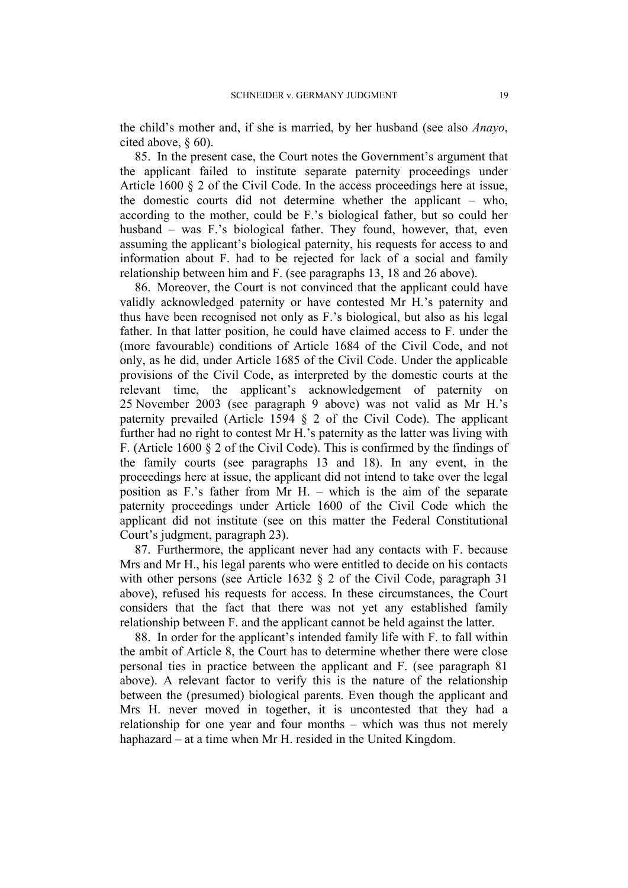the child's mother and, if she is married, by her husband (see also *Anayo*, cited above, § 60).

85. In the present case, the Court notes the Government's argument that the applicant failed to institute separate paternity proceedings under Article 1600 § 2 of the Civil Code. In the access proceedings here at issue, the domestic courts did not determine whether the applicant – who, according to the mother, could be F.'s biological father, but so could her husband – was F.'s biological father. They found, however, that, even assuming the applicant's biological paternity, his requests for access to and information about F. had to be rejected for lack of a social and family relationship between him and F. (see paragraphs 13, 18 and 26 above).

86. Moreover, the Court is not convinced that the applicant could have validly acknowledged paternity or have contested Mr H.'s paternity and thus have been recognised not only as F.'s biological, but also as his legal father. In that latter position, he could have claimed access to F. under the (more favourable) conditions of Article 1684 of the Civil Code, and not only, as he did, under Article 1685 of the Civil Code. Under the applicable provisions of the Civil Code, as interpreted by the domestic courts at the relevant time, the applicant's acknowledgement of paternity on 25 November 2003 (see paragraph 9 above) was not valid as Mr H.'s paternity prevailed (Article 1594 § 2 of the Civil Code). The applicant further had no right to contest Mr H.'s paternity as the latter was living with F. (Article 1600 § 2 of the Civil Code). This is confirmed by the findings of the family courts (see paragraphs 13 and 18). In any event, in the proceedings here at issue, the applicant did not intend to take over the legal position as F.'s father from Mr H. – which is the aim of the separate paternity proceedings under Article 1600 of the Civil Code which the applicant did not institute (see on this matter the Federal Constitutional Court's judgment, paragraph 23).

87. Furthermore, the applicant never had any contacts with F. because Mrs and Mr H., his legal parents who were entitled to decide on his contacts with other persons (see Article 1632 § 2 of the Civil Code, paragraph 31 above), refused his requests for access. In these circumstances, the Court considers that the fact that there was not yet any established family relationship between F. and the applicant cannot be held against the latter.

88. In order for the applicant's intended family life with F. to fall within the ambit of Article 8, the Court has to determine whether there were close personal ties in practice between the applicant and F. (see paragraph 81 above). A relevant factor to verify this is the nature of the relationship between the (presumed) biological parents. Even though the applicant and Mrs H. never moved in together, it is uncontested that they had a relationship for one year and four months – which was thus not merely haphazard – at a time when Mr H. resided in the United Kingdom.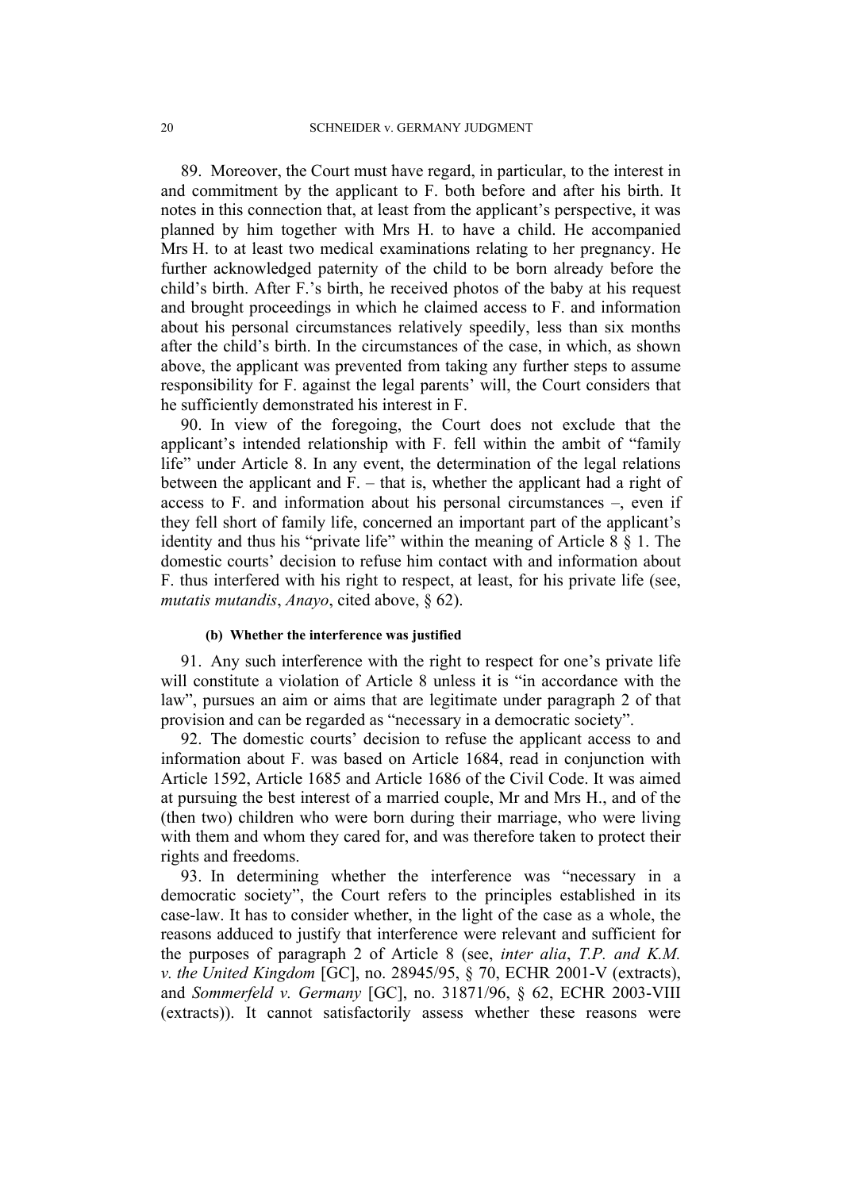89. Moreover, the Court must have regard, in particular, to the interest in and commitment by the applicant to F. both before and after his birth. It notes in this connection that, at least from the applicant's perspective, it was planned by him together with Mrs H. to have a child. He accompanied Mrs H. to at least two medical examinations relating to her pregnancy. He further acknowledged paternity of the child to be born already before the child's birth. After F.'s birth, he received photos of the baby at his request and brought proceedings in which he claimed access to F. and information about his personal circumstances relatively speedily, less than six months after the child's birth. In the circumstances of the case, in which, as shown above, the applicant was prevented from taking any further steps to assume responsibility for F. against the legal parents' will, the Court considers that he sufficiently demonstrated his interest in F.

90. In view of the foregoing, the Court does not exclude that the applicant's intended relationship with F. fell within the ambit of "family life" under Article 8. In any event, the determination of the legal relations between the applicant and F. – that is, whether the applicant had a right of access to F. and information about his personal circumstances –, even if they fell short of family life, concerned an important part of the applicant's identity and thus his "private life" within the meaning of Article 8 § 1. The domestic courts' decision to refuse him contact with and information about F. thus interfered with his right to respect, at least, for his private life (see, *mutatis mutandis*, *Anayo*, cited above, § 62).

#### (b) Whether the interference was justified

91. Any such interference with the right to respect for one's private life will constitute a violation of Article 8 unless it is "in accordance with the law", pursues an aim or aims that are legitimate under paragraph 2 of that provision and can be regarded as "necessary in a democratic society".

92. The domestic courts' decision to refuse the applicant access to and information about F. was based on Article 1684, read in conjunction with Article 1592, Article 1685 and Article 1686 of the Civil Code. It was aimed at pursuing the best interest of a married couple, Mr and Mrs H., and of the (then two) children who were born during their marriage, who were living with them and whom they cared for, and was therefore taken to protect their rights and freedoms.

93. In determining whether the interference was "necessary in a democratic society", the Court refers to the principles established in its case-law. It has to consider whether, in the light of the case as a whole, the reasons adduced to justify that interference were relevant and sufficient for the purposes of paragraph 2 of Article 8 (see, *inter alia*, *T.P. and K.M. v. the United Kingdom* [GC], no. 28945/95, § 70, ECHR 2001-V (extracts), and *Sommerfeld v. Germany* [GC], no. 31871/96, § 62, ECHR 2003-VIII (extracts)). It cannot satisfactorily assess whether these reasons were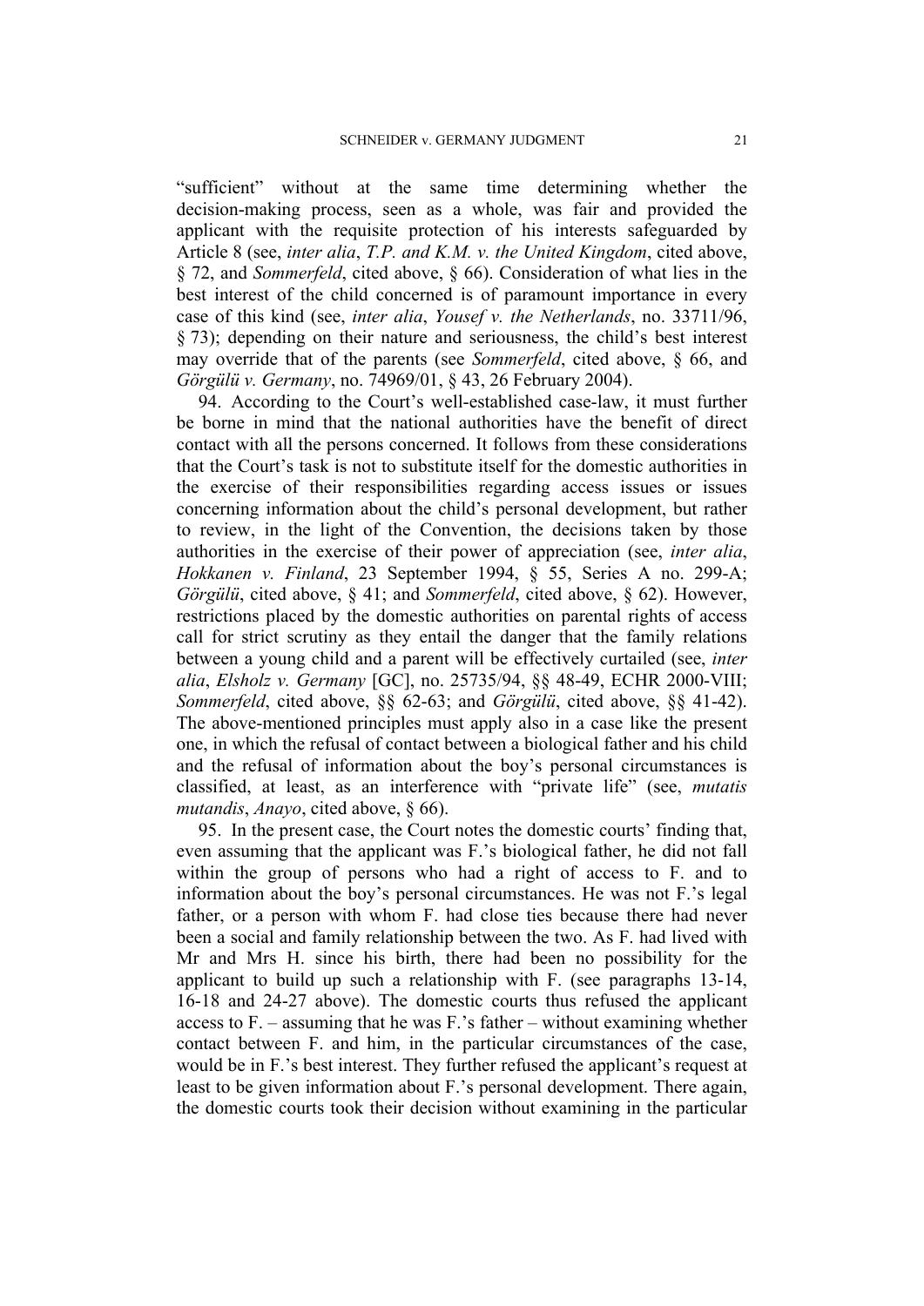"sufficient" without at the same time determining whether the decision-making process, seen as a whole, was fair and provided the applicant with the requisite protection of his interests safeguarded by Article 8 (see, *inter alia*, *T.P. and K.M. v. the United Kingdom*, cited above, § 72, and *Sommerfeld*, cited above, § 66). Consideration of what lies in the best interest of the child concerned is of paramount importance in every case of this kind (see, *inter alia*, *Yousef v. the Netherlands*, no. 33711/96, § 73); depending on their nature and seriousness, the child's best interest may override that of the parents (see *Sommerfeld*, cited above, § 66, and *Görgülü v. Germany*, no. 74969/01, § 43, 26 February 2004).

94. According to the Court's well-established case-law, it must further be borne in mind that the national authorities have the benefit of direct contact with all the persons concerned. It follows from these considerations that the Court's task is not to substitute itself for the domestic authorities in the exercise of their responsibilities regarding access issues or issues concerning information about the child's personal development, but rather to review, in the light of the Convention, the decisions taken by those authorities in the exercise of their power of appreciation (see, *inter alia*, *Hokkanen v. Finland*, 23 September 1994, § 55, Series A no. 299-A; *Görgülü*, cited above, § 41; and *Sommerfeld*, cited above, § 62). However, restrictions placed by the domestic authorities on parental rights of access call for strict scrutiny as they entail the danger that the family relations between a young child and a parent will be effectively curtailed (see, *inter alia*, *Elsholz v. Germany* [GC], no. 25735/94, §§ 48-49, ECHR 2000-VIII; *Sommerfeld*, cited above, §§ 62-63; and *Görgülü*, cited above, §§ 41-42). The above-mentioned principles must apply also in a case like the present one, in which the refusal of contact between a biological father and his child and the refusal of information about the boy's personal circumstances is classified, at least, as an interference with "private life" (see, *mutatis mutandis*, *Anayo*, cited above, § 66).

95. In the present case, the Court notes the domestic courts' finding that, even assuming that the applicant was F.'s biological father, he did not fall within the group of persons who had a right of access to F. and to information about the boy's personal circumstances. He was not F.'s legal father, or a person with whom F. had close ties because there had never been a social and family relationship between the two. As F. had lived with Mr and Mrs H. since his birth, there had been no possibility for the applicant to build up such a relationship with F. (see paragraphs 13-14, 16-18 and 24-27 above). The domestic courts thus refused the applicant access to F. – assuming that he was F.'s father – without examining whether contact between F. and him, in the particular circumstances of the case, would be in F.'s best interest. They further refused the applicant's request at least to be given information about F.'s personal development. There again, the domestic courts took their decision without examining in the particular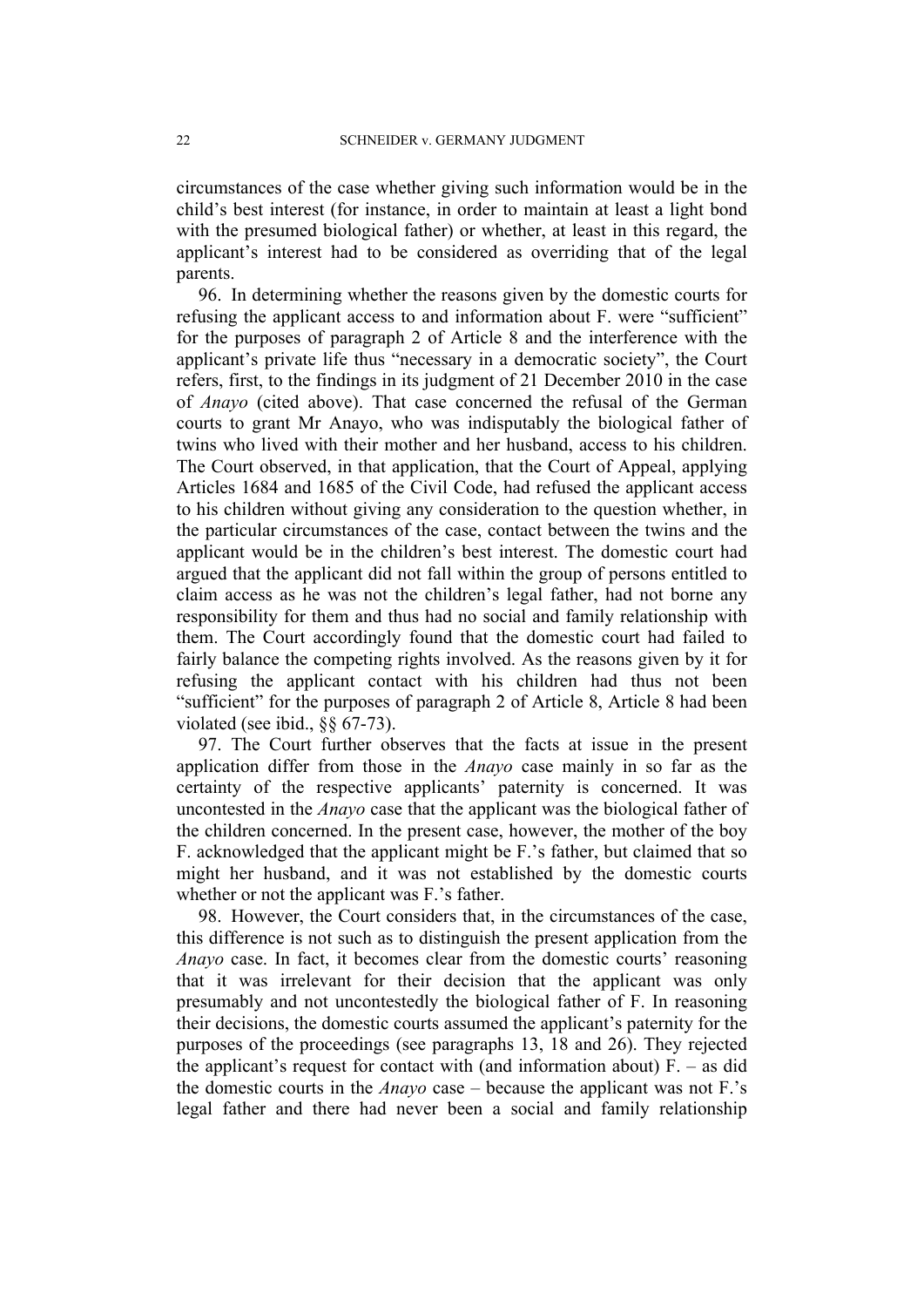circumstances of the case whether giving such information would be in the child's best interest (for instance, in order to maintain at least a light bond with the presumed biological father) or whether, at least in this regard, the applicant's interest had to be considered as overriding that of the legal parents.

96. In determining whether the reasons given by the domestic courts for refusing the applicant access to and information about F. were "sufficient" for the purposes of paragraph 2 of Article 8 and the interference with the applicant's private life thus "necessary in a democratic society", the Court refers, first, to the findings in its judgment of 21 December 2010 in the case of *Anayo* (cited above). That case concerned the refusal of the German courts to grant Mr Anayo, who was indisputably the biological father of twins who lived with their mother and her husband, access to his children. The Court observed, in that application, that the Court of Appeal, applying Articles 1684 and 1685 of the Civil Code, had refused the applicant access to his children without giving any consideration to the question whether, in the particular circumstances of the case, contact between the twins and the applicant would be in the children's best interest. The domestic court had argued that the applicant did not fall within the group of persons entitled to claim access as he was not the children's legal father, had not borne any responsibility for them and thus had no social and family relationship with them. The Court accordingly found that the domestic court had failed to fairly balance the competing rights involved. As the reasons given by it for refusing the applicant contact with his children had thus not been "sufficient" for the purposes of paragraph 2 of Article 8, Article 8 had been violated (see ibid., §§ 67-73).

97. The Court further observes that the facts at issue in the present application differ from those in the *Anayo* case mainly in so far as the certainty of the respective applicants' paternity is concerned. It was uncontested in the *Anayo* case that the applicant was the biological father of the children concerned. In the present case, however, the mother of the boy F. acknowledged that the applicant might be F.'s father, but claimed that so might her husband, and it was not established by the domestic courts whether or not the applicant was F.'s father.

98. However, the Court considers that, in the circumstances of the case, this difference is not such as to distinguish the present application from the *Anayo* case. In fact, it becomes clear from the domestic courts' reasoning that it was irrelevant for their decision that the applicant was only presumably and not uncontestedly the biological father of F. In reasoning their decisions, the domestic courts assumed the applicant's paternity for the purposes of the proceedings (see paragraphs 13, 18 and 26). They rejected the applicant's request for contact with (and information about) F. – as did the domestic courts in the *Anayo* case – because the applicant was not F.'s legal father and there had never been a social and family relationship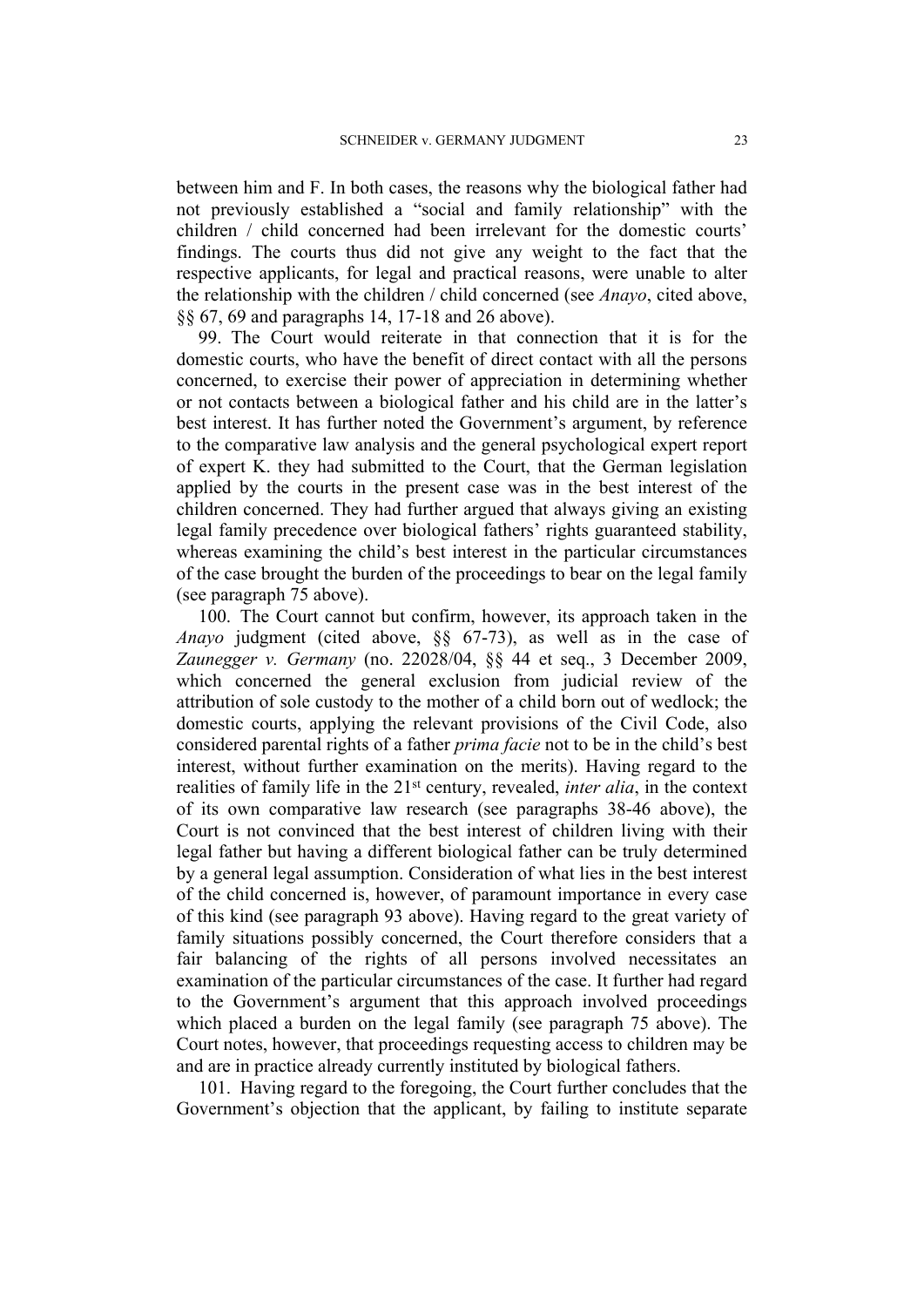between him and F. In both cases, the reasons why the biological father had not previously established a "social and family relationship" with the children / child concerned had been irrelevant for the domestic courts' findings. The courts thus did not give any weight to the fact that the respective applicants, for legal and practical reasons, were unable to alter the relationship with the children / child concerned (see *Anayo*, cited above, §§ 67, 69 and paragraphs 14, 17-18 and 26 above).

99. The Court would reiterate in that connection that it is for the domestic courts, who have the benefit of direct contact with all the persons concerned, to exercise their power of appreciation in determining whether or not contacts between a biological father and his child are in the latter's best interest. It has further noted the Government's argument, by reference to the comparative law analysis and the general psychological expert report of expert K. they had submitted to the Court, that the German legislation applied by the courts in the present case was in the best interest of the children concerned. They had further argued that always giving an existing legal family precedence over biological fathers' rights guaranteed stability, whereas examining the child's best interest in the particular circumstances of the case brought the burden of the proceedings to bear on the legal family (see paragraph 75 above).

100. The Court cannot but confirm, however, its approach taken in the *Anayo* judgment (cited above, §§ 67-73), as well as in the case of *Zaunegger v. Germany* (no. 22028/04, §§ 44 et seq., 3 December 2009, which concerned the general exclusion from judicial review of the attribution of sole custody to the mother of a child born out of wedlock; the domestic courts, applying the relevant provisions of the Civil Code, also considered parental rights of a father *prima facie* not to be in the child's best interest, without further examination on the merits). Having regard to the realities of family life in the 21st century, revealed, *inter alia*, in the context of its own comparative law research (see paragraphs 38-46 above), the Court is not convinced that the best interest of children living with their legal father but having a different biological father can be truly determined by a general legal assumption. Consideration of what lies in the best interest of the child concerned is, however, of paramount importance in every case of this kind (see paragraph 93 above). Having regard to the great variety of family situations possibly concerned, the Court therefore considers that a fair balancing of the rights of all persons involved necessitates an examination of the particular circumstances of the case. It further had regard to the Government's argument that this approach involved proceedings which placed a burden on the legal family (see paragraph 75 above). The Court notes, however, that proceedings requesting access to children may be and are in practice already currently instituted by biological fathers.

101. Having regard to the foregoing, the Court further concludes that the Government's objection that the applicant, by failing to institute separate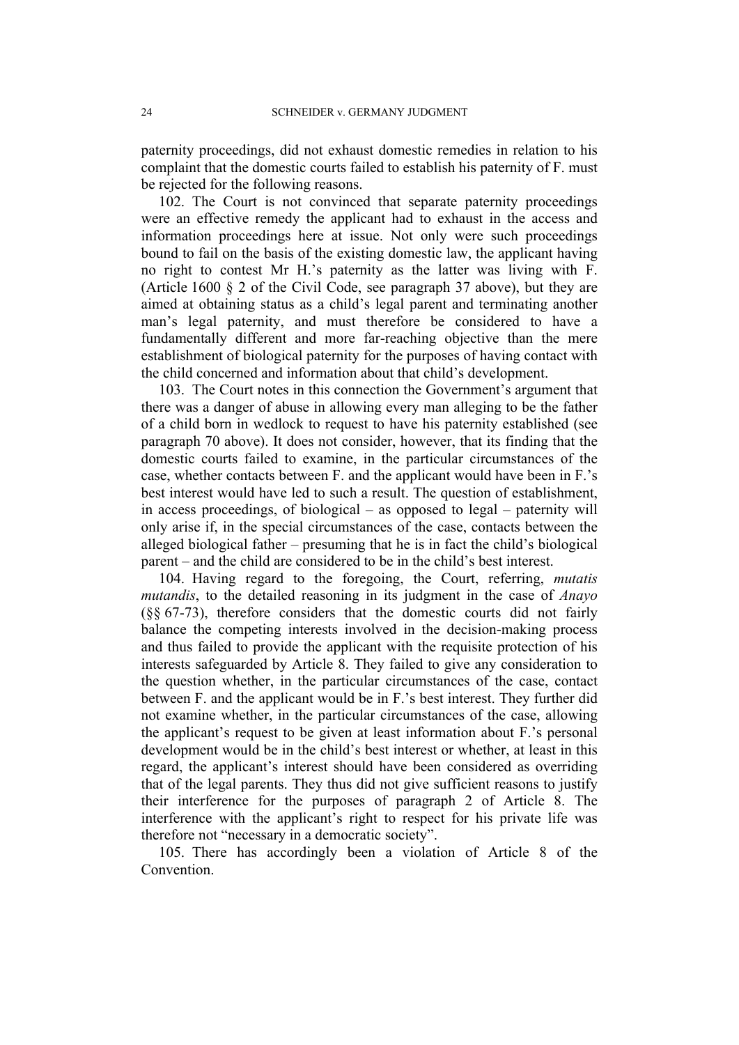paternity proceedings, did not exhaust domestic remedies in relation to his complaint that the domestic courts failed to establish his paternity of F. must be rejected for the following reasons.

102. The Court is not convinced that separate paternity proceedings were an effective remedy the applicant had to exhaust in the access and information proceedings here at issue. Not only were such proceedings bound to fail on the basis of the existing domestic law, the applicant having no right to contest Mr H.'s paternity as the latter was living with F. (Article 1600 § 2 of the Civil Code, see paragraph 37 above), but they are aimed at obtaining status as a child's legal parent and terminating another man's legal paternity, and must therefore be considered to have a fundamentally different and more far-reaching objective than the mere establishment of biological paternity for the purposes of having contact with the child concerned and information about that child's development.

103. The Court notes in this connection the Government's argument that there was a danger of abuse in allowing every man alleging to be the father of a child born in wedlock to request to have his paternity established (see paragraph 70 above). It does not consider, however, that its finding that the domestic courts failed to examine, in the particular circumstances of the case, whether contacts between F. and the applicant would have been in F.'s best interest would have led to such a result. The question of establishment, in access proceedings, of biological – as opposed to legal – paternity will only arise if, in the special circumstances of the case, contacts between the alleged biological father – presuming that he is in fact the child's biological parent – and the child are considered to be in the child's best interest.

104. Having regard to the foregoing, the Court, referring, *mutatis mutandis*, to the detailed reasoning in its judgment in the case of *Anayo* (§§ 67-73), therefore considers that the domestic courts did not fairly balance the competing interests involved in the decision-making process and thus failed to provide the applicant with the requisite protection of his interests safeguarded by Article 8. They failed to give any consideration to the question whether, in the particular circumstances of the case, contact between F. and the applicant would be in F.'s best interest. They further did not examine whether, in the particular circumstances of the case, allowing the applicant's request to be given at least information about F.'s personal development would be in the child's best interest or whether, at least in this regard, the applicant's interest should have been considered as overriding that of the legal parents. They thus did not give sufficient reasons to justify their interference for the purposes of paragraph 2 of Article 8. The interference with the applicant's right to respect for his private life was therefore not "necessary in a democratic society".

105. There has accordingly been a violation of Article 8 of the Convention.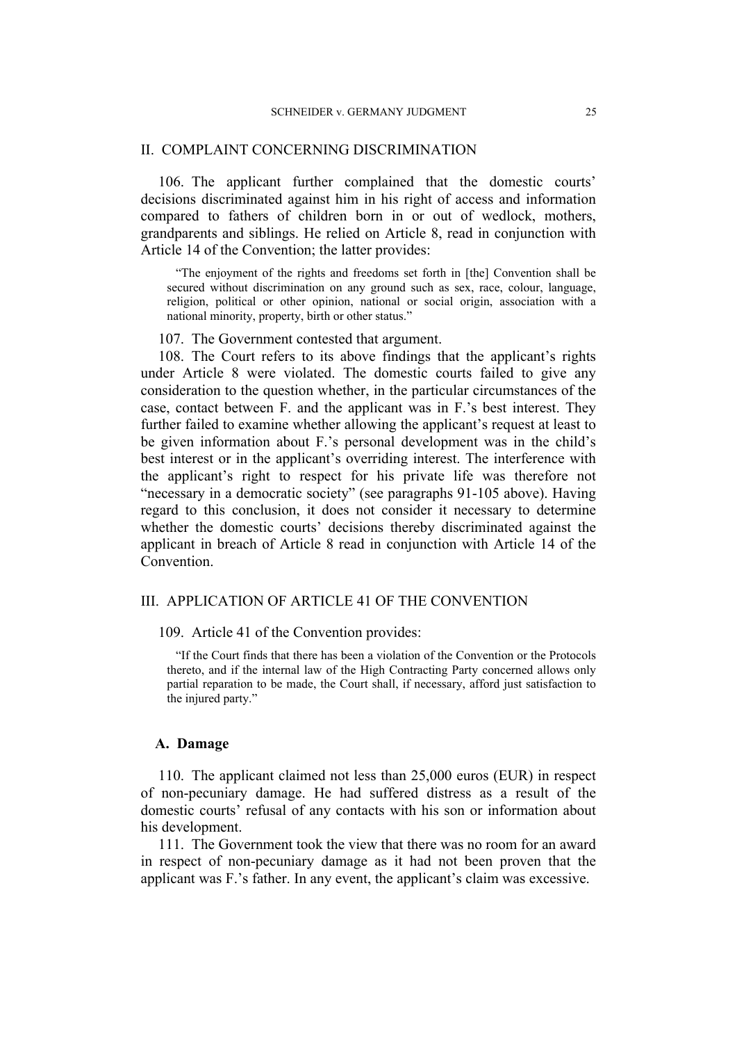## II. COMPLAINT CONCERNING DISCRIMINATION

106. The applicant further complained that the domestic courts' decisions discriminated against him in his right of access and information compared to fathers of children born in or out of wedlock, mothers, grandparents and siblings. He relied on Article 8, read in conjunction with Article 14 of the Convention; the latter provides:

> "The enjoyment of the rights and freedoms set forth in [the] Convention shall be secured without discrimination on any ground such as sex, race, colour, language, religion, political or other opinion, national or social origin, association with a national minority, property, birth or other status."

107. The Government contested that argument.

108. The Court refers to its above findings that the applicant's rights under Article 8 were violated. The domestic courts failed to give any consideration to the question whether, in the particular circumstances of the case, contact between F. and the applicant was in F.'s best interest. They further failed to examine whether allowing the applicant's request at least to be given information about F.'s personal development was in the child's best interest or in the applicant's overriding interest. The interference with the applicant's right to respect for his private life was therefore not "necessary in a democratic society" (see paragraphs 91-105 above). Having regard to this conclusion, it does not consider it necessary to determine whether the domestic courts' decisions thereby discriminated against the applicant in breach of Article 8 read in conjunction with Article 14 of the Convention.

## III. APPLICATION OF ARTICLE 41 OF THE CONVENTION

109. Article 41 of the Convention provides:

> "If the Court finds that there has been a violation of the Convention or the Protocols thereto, and if the internal law of the High Contracting Party concerned allows only partial reparation to be made, the Court shall, if necessary, afford just satisfaction to the injured party."

### A. Damage

110. The applicant claimed not less than 25,000 euros (EUR) in respect of non-pecuniary damage. He had suffered distress as a result of the domestic courts' refusal of any contacts with his son or information about his development.

111. The Government took the view that there was no room for an award in respect of non-pecuniary damage as it had not been proven that the applicant was F.'s father. In any event, the applicant's claim was excessive.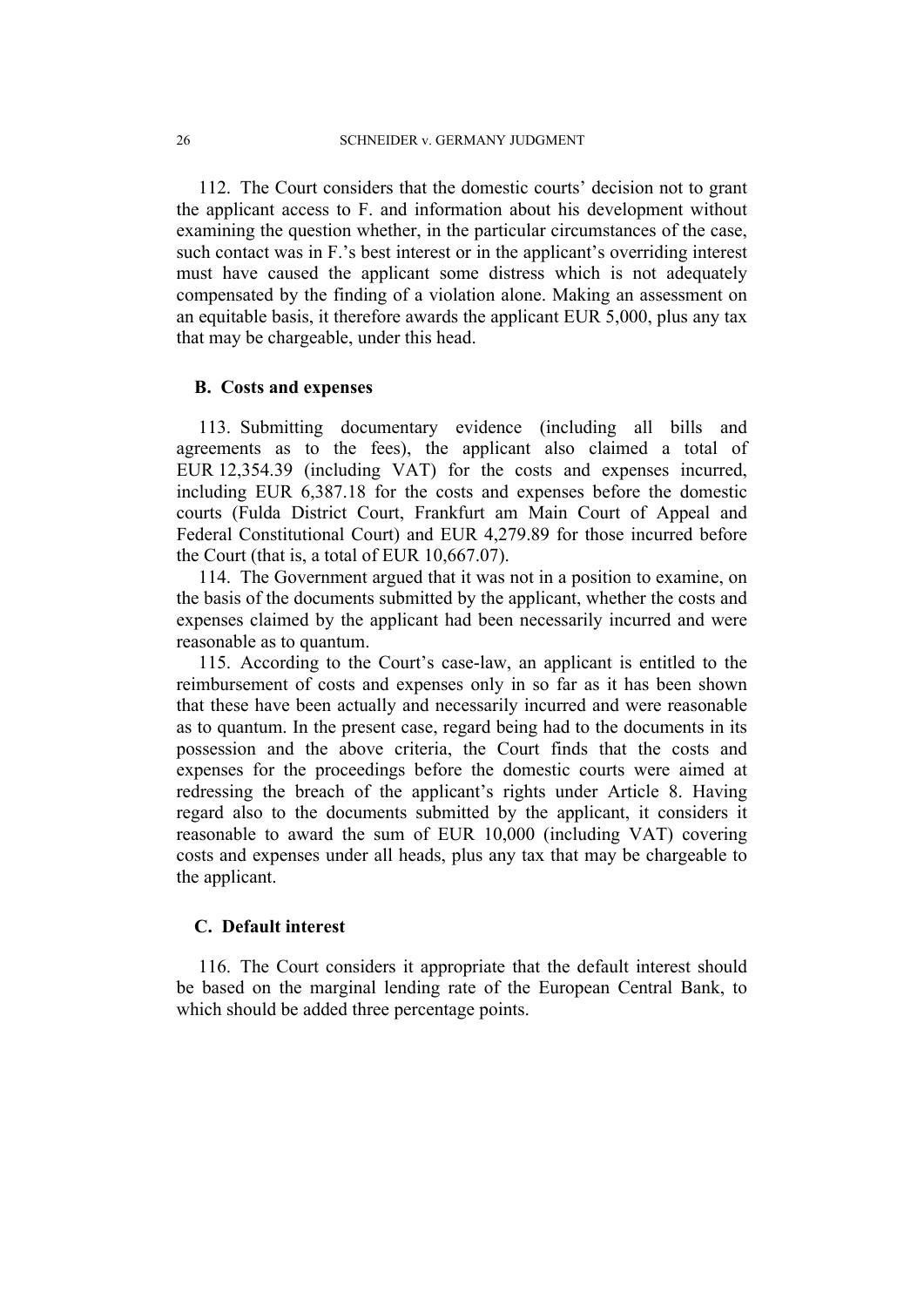112. The Court considers that the domestic courts' decision not to grant the applicant access to F. and information about his development without examining the question whether, in the particular circumstances of the case, such contact was in F.'s best interest or in the applicant's overriding interest must have caused the applicant some distress which is not adequately compensated by the finding of a violation alone. Making an assessment on an equitable basis, it therefore awards the applicant EUR 5,000, plus any tax that may be chargeable, under this head.

### B. Costs and expenses

113. Submitting documentary evidence (including all bills and agreements as to the fees), the applicant also claimed a total of EUR 12,354.39 (including VAT) for the costs and expenses incurred, including EUR 6,387.18 for the costs and expenses before the domestic courts (Fulda District Court, Frankfurt am Main Court of Appeal and Federal Constitutional Court) and EUR 4,279.89 for those incurred before the Court (that is, a total of EUR 10,667.07).

114. The Government argued that it was not in a position to examine, on the basis of the documents submitted by the applicant, whether the costs and expenses claimed by the applicant had been necessarily incurred and were reasonable as to quantum.

115. According to the Court's case-law, an applicant is entitled to the reimbursement of costs and expenses only in so far as it has been shown that these have been actually and necessarily incurred and were reasonable as to quantum. In the present case, regard being had to the documents in its possession and the above criteria, the Court finds that the costs and expenses for the proceedings before the domestic courts were aimed at redressing the breach of the applicant's rights under Article 8. Having regard also to the documents submitted by the applicant, it considers it reasonable to award the sum of EUR 10,000 (including VAT) covering costs and expenses under all heads, plus any tax that may be chargeable to the applicant.

### C. Default interest

116. The Court considers it appropriate that the default interest should be based on the marginal lending rate of the European Central Bank, to which should be added three percentage points.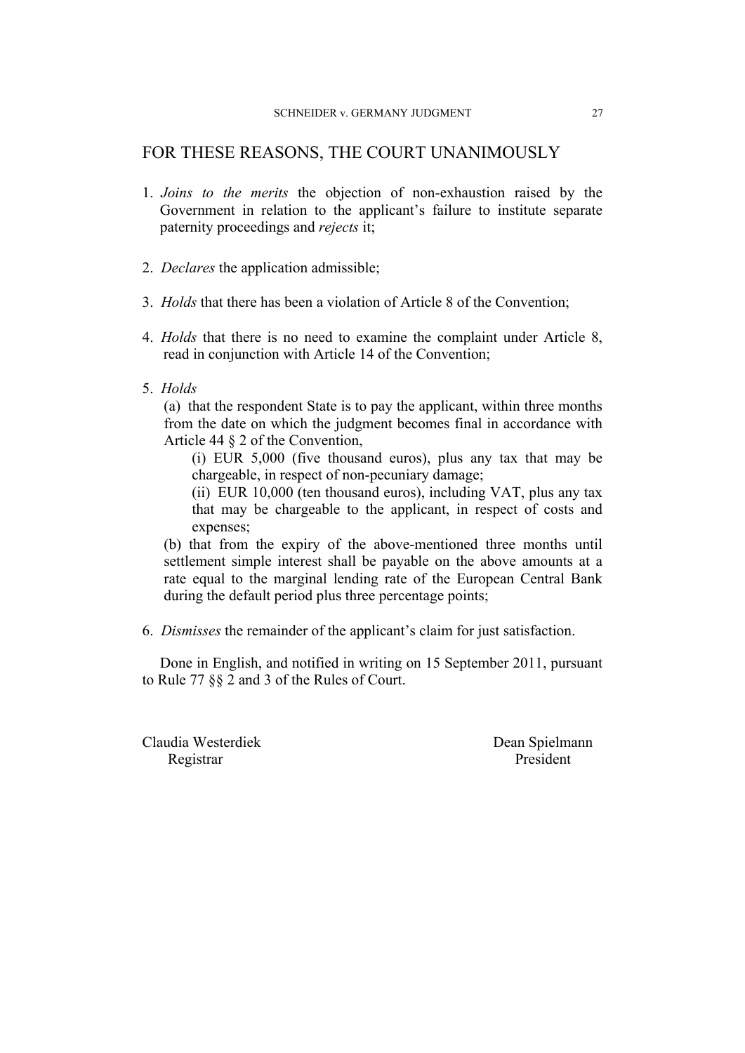## FOR THESE REASONS, THE COURT UNANIMOUSLY

1. *Joins to the merits* the objection of non-exhaustion raised by the Government in relation to the applicant's failure to institute separate paternity proceedings and *rejects* it;

2. *Declares* the application admissible;

3. *Holds* that there has been a violation of Article 8 of the Convention;

4. *Holds* that there is no need to examine the complaint under Article 8, read in conjunction with Article 14 of the Convention;

5. *Holds*

   (a) that the respondent State is to pay the applicant, within three months from the date on which the judgment becomes final in accordance with Article 44 § 2 of the Convention,

   (i) EUR 5,000 (five thousand euros), plus any tax that may be chargeable, in respect of non-pecuniary damage;

   (ii) EUR 10,000 (ten thousand euros), including VAT, plus any tax that may be chargeable to the applicant, in respect of costs and expenses;

   (b) that from the expiry of the above-mentioned three months until settlement simple interest shall be payable on the above amounts at a rate equal to the marginal lending rate of the European Central Bank during the default period plus three percentage points;

6. *Dismisses* the remainder of the applicant's claim for just satisfaction.

Done in English, and notified in writing on 15 September 2011, pursuant to Rule 77 §§ 2 and 3 of the Rules of Court.

Claudia Westerdiek  
Registrar

Dean Spielmann  
President